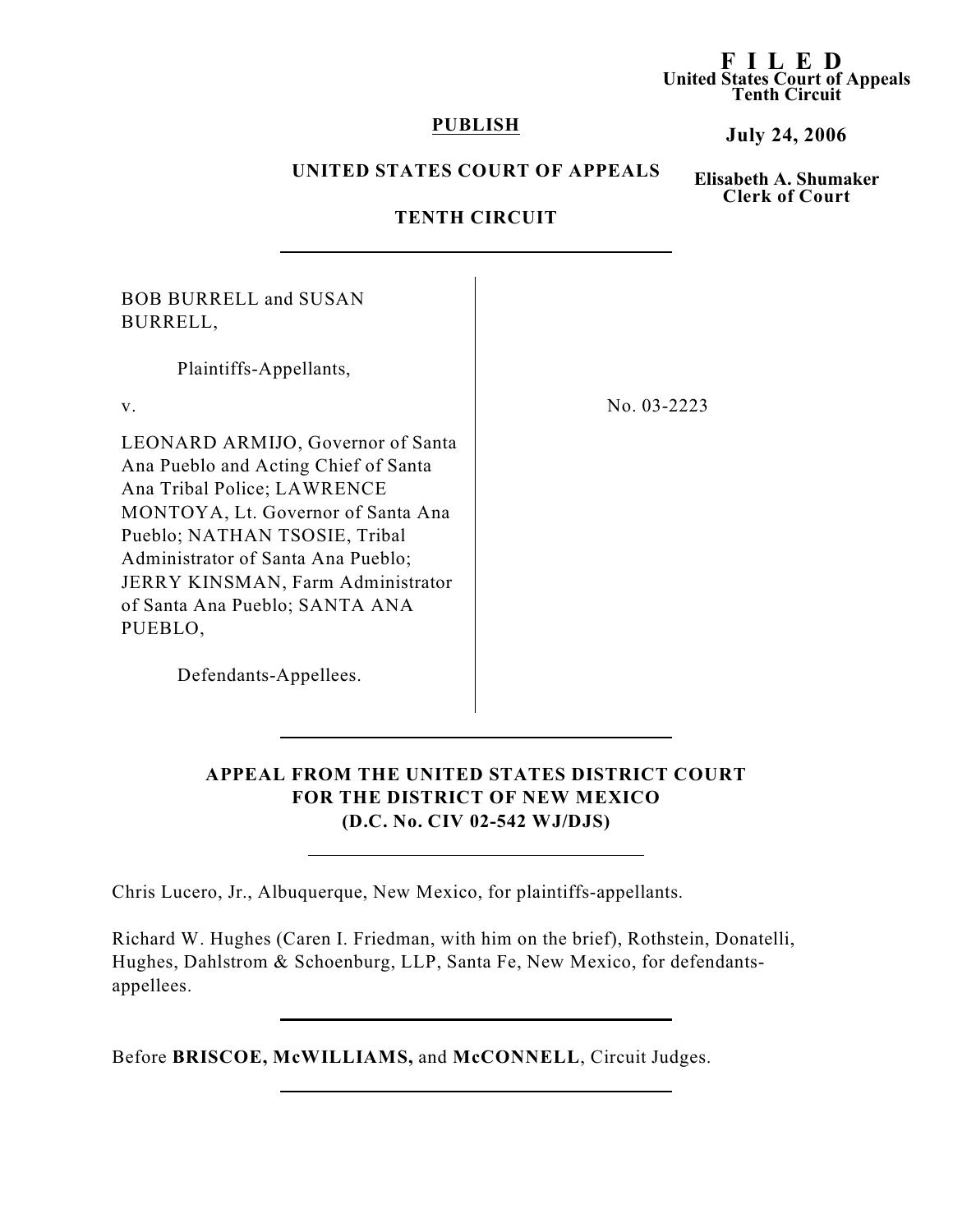**F I L E D**
**United States Court of Appeals**
**Tenth Circuit**

**July 24, 2006**

**Elisabeth A. Shumaker**
**Clerk of Court**

**PUBLISH**

**UNITED STATES COURT OF APPEALS**

**TENTH CIRCUIT**

---

BOB BURRELL and SUSAN BURRELL,

Plaintiffs-Appellants,

v.

LEONARD ARMIJO, Governor of Santa Ana Pueblo and Acting Chief of Santa Ana Tribal Police; LAWRENCE MONTOYA, Lt. Governor of Santa Ana Pueblo; NATHAN TSOSIE, Tribal Administrator of Santa Ana Pueblo; JERRY KINSMAN, Farm Administrator of Santa Ana Pueblo; SANTA ANA PUEBLO,

Defendants-Appellees.

No. 03-2223

---

**APPEAL FROM THE UNITED STATES DISTRICT COURT FOR THE DISTRICT OF NEW MEXICO (D.C. No. CIV 02-542 WJ/DJS)**

---

Chris Lucero, Jr., Albuquerque, New Mexico, for plaintiffs-appellants.

Richard W. Hughes (Caren I. Friedman, with him on the brief), Rothstein, Donatelli, Hughes, Dahlstrom & Schoenburg, LLP, Santa Fe, New Mexico, for defendants-appellees.

---

Before **BRISCOE, McWILLIAMS,** and **McCONNELL**, Circuit Judges.

---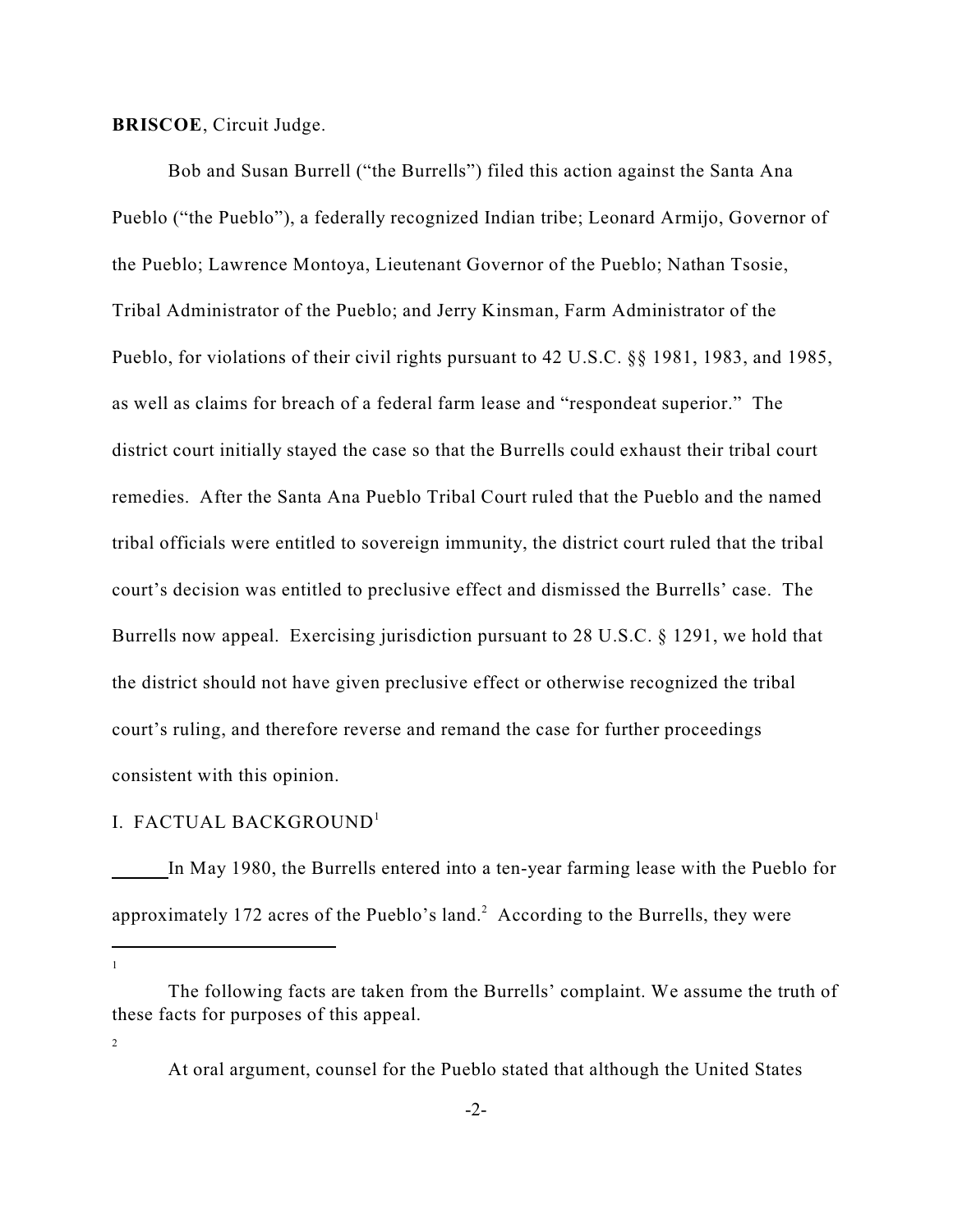**BRISCOE**, Circuit Judge.

Bob and Susan Burrell ("the Burrells") filed this action against the Santa Ana Pueblo ("the Pueblo"), a federally recognized Indian tribe; Leonard Armijo, Governor of the Pueblo; Lawrence Montoya, Lieutenant Governor of the Pueblo; Nathan Tsosie, Tribal Administrator of the Pueblo; and Jerry Kinsman, Farm Administrator of the Pueblo, for violations of their civil rights pursuant to 42 U.S.C. §§ 1981, 1983, and 1985, as well as claims for breach of a federal farm lease and "respondeat superior." The district court initially stayed the case so that the Burrells could exhaust their tribal court remedies. After the Santa Ana Pueblo Tribal Court ruled that the Pueblo and the named tribal officials were entitled to sovereign immunity, the district court ruled that the tribal court's decision was entitled to preclusive effect and dismissed the Burrells' case. The Burrells now appeal. Exercising jurisdiction pursuant to 28 U.S.C. § 1291, we hold that the district should not have given preclusive effect or otherwise recognized the tribal court's ruling, and therefore reverse and remand the case for further proceedings consistent with this opinion.

## I. FACTUAL BACKGROUND[1]

In May 1980, the Burrells entered into a ten-year farming lease with the Pueblo for approximately 172 acres of the Pueblo's land.[2] According to the Burrells, they were

---

[1] The following facts are taken from the Burrells' complaint. We assume the truth of these facts for purposes of this appeal.

[2] At oral argument, counsel for the Pueblo stated that although the United States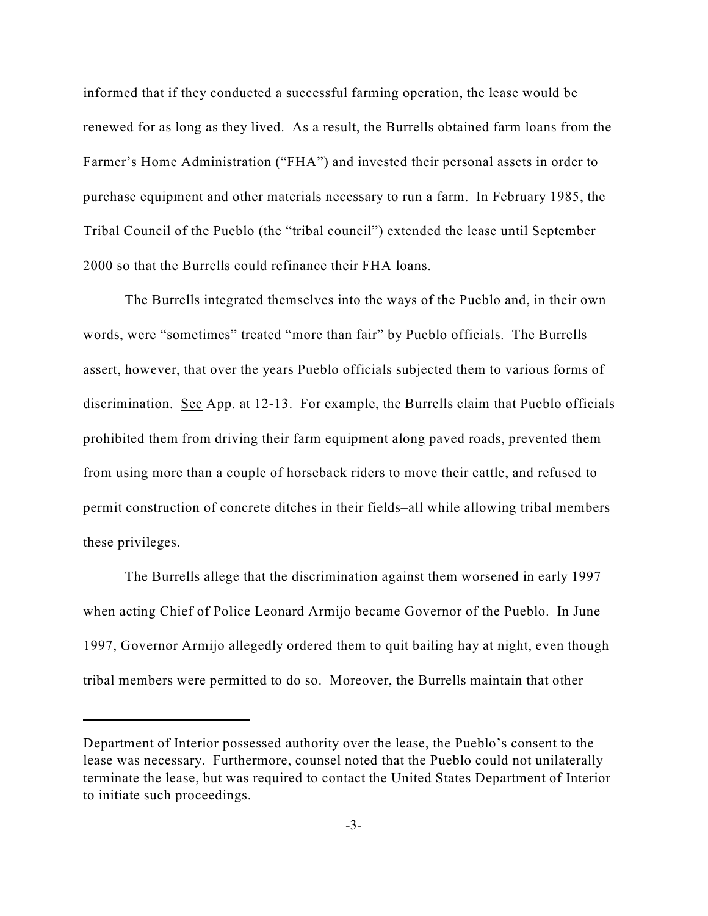informed that if they conducted a successful farming operation, the lease would be renewed for as long as they lived. As a result, the Burrells obtained farm loans from the Farmer's Home Administration ("FHA") and invested their personal assets in order to purchase equipment and other materials necessary to run a farm. In February 1985, the Tribal Council of the Pueblo (the "tribal council") extended the lease until September 2000 so that the Burrells could refinance their FHA loans.

The Burrells integrated themselves into the ways of the Pueblo and, in their own words, were "sometimes" treated "more than fair" by Pueblo officials. The Burrells assert, however, that over the years Pueblo officials subjected them to various forms of discrimination. See App. at 12-13. For example, the Burrells claim that Pueblo officials prohibited them from driving their farm equipment along paved roads, prevented them from using more than a couple of horseback riders to move their cattle, and refused to permit construction of concrete ditches in their fields–all while allowing tribal members these privileges.

The Burrells allege that the discrimination against them worsened in early 1997 when acting Chief of Police Leonard Armijo became Governor of the Pueblo. In June 1997, Governor Armijo allegedly ordered them to quit bailing hay at night, even though tribal members were permitted to do so. Moreover, the Burrells maintain that other

---

Department of Interior possessed authority over the lease, the Pueblo's consent to the lease was necessary. Furthermore, counsel noted that the Pueblo could not unilaterally terminate the lease, but was required to contact the United States Department of Interior to initiate such proceedings.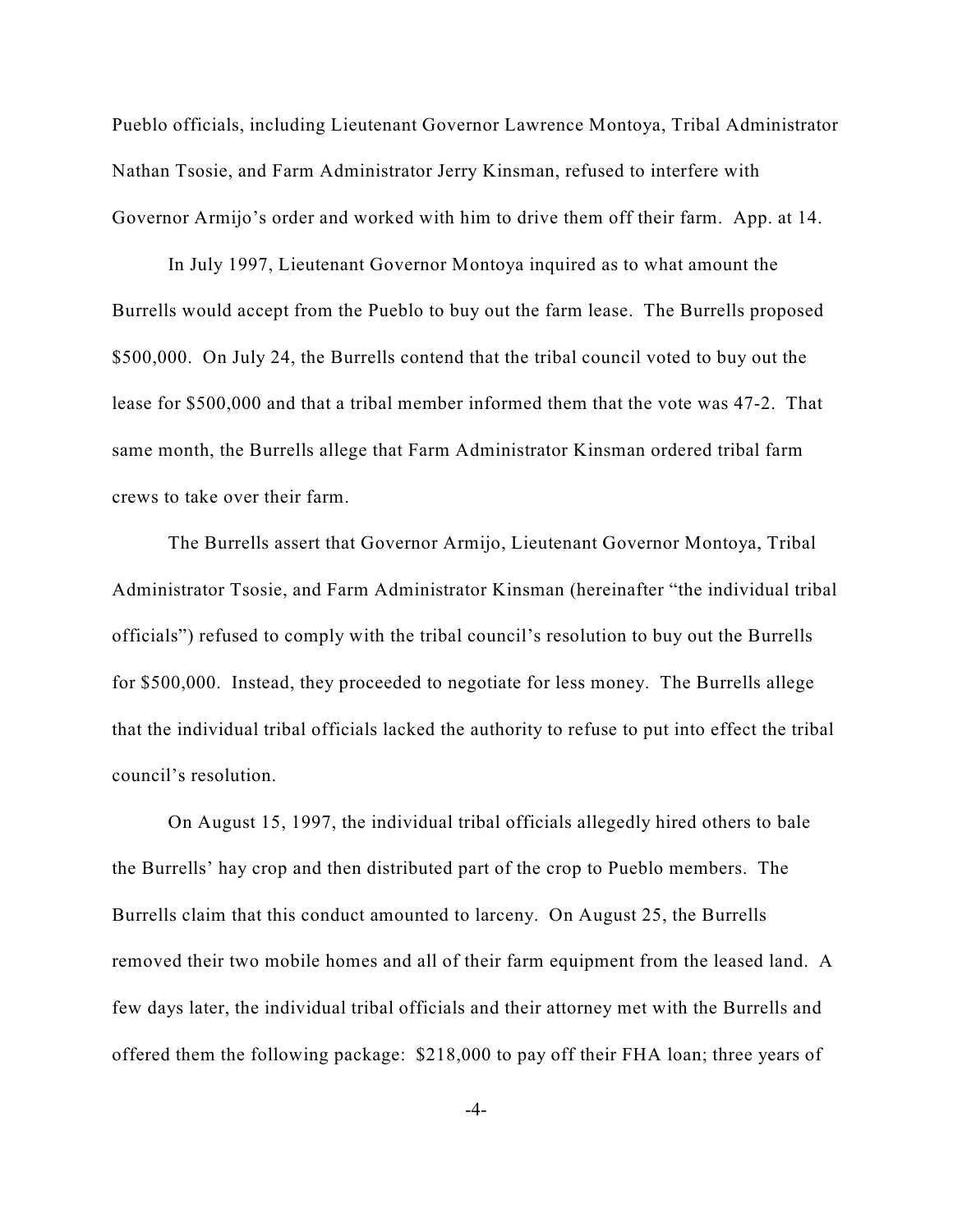Pueblo officials, including Lieutenant Governor Lawrence Montoya, Tribal Administrator Nathan Tsosie, and Farm Administrator Jerry Kinsman, refused to interfere with Governor Armijo's order and worked with him to drive them off their farm. App. at 14.

In July 1997, Lieutenant Governor Montoya inquired as to what amount the Burrells would accept from the Pueblo to buy out the farm lease. The Burrells proposed $500,000. On July 24, the Burrells contend that the tribal council voted to buy out the lease for $500,000 and that a tribal member informed them that the vote was 47-2. That same month, the Burrells allege that Farm Administrator Kinsman ordered tribal farm crews to take over their farm.

The Burrells assert that Governor Armijo, Lieutenant Governor Montoya, Tribal Administrator Tsosie, and Farm Administrator Kinsman (hereinafter "the individual tribal officials") refused to comply with the tribal council's resolution to buy out the Burrells for $500,000. Instead, they proceeded to negotiate for less money. The Burrells allege that the individual tribal officials lacked the authority to refuse to put into effect the tribal council's resolution.

On August 15, 1997, the individual tribal officials allegedly hired others to bale the Burrells' hay crop and then distributed part of the crop to Pueblo members. The Burrells claim that this conduct amounted to larceny. On August 25, the Burrells removed their two mobile homes and all of their farm equipment from the leased land. A few days later, the individual tribal officials and their attorney met with the Burrells and offered them the following package: $218,000 to pay off their FHA loan; three years of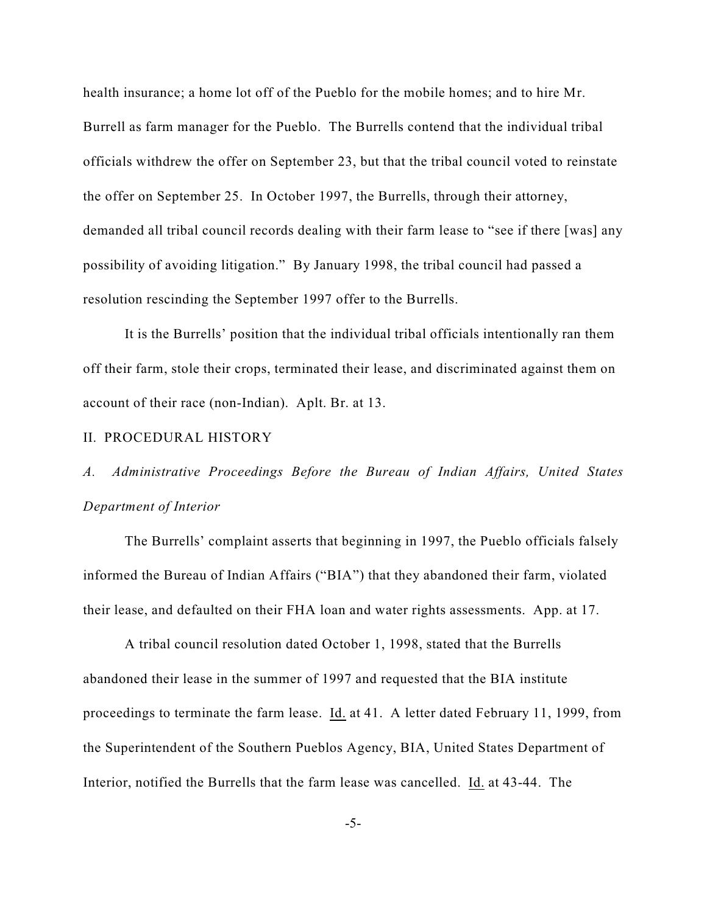health insurance; a home lot off of the Pueblo for the mobile homes; and to hire Mr. Burrell as farm manager for the Pueblo. The Burrells contend that the individual tribal officials withdrew the offer on September 23, but that the tribal council voted to reinstate the offer on September 25. In October 1997, the Burrells, through their attorney, demanded all tribal council records dealing with their farm lease to "see if there [was] any possibility of avoiding litigation." By January 1998, the tribal council had passed a resolution rescinding the September 1997 offer to the Burrells.

It is the Burrells' position that the individual tribal officials intentionally ran them off their farm, stole their crops, terminated their lease, and discriminated against them on account of their race (non-Indian). Aplt. Br. at 13.

## II. PROCEDURAL HISTORY

### *A. Administrative Proceedings Before the Bureau of Indian Affairs, United States Department of Interior*

The Burrells' complaint asserts that beginning in 1997, the Pueblo officials falsely informed the Bureau of Indian Affairs ("BIA") that they abandoned their farm, violated their lease, and defaulted on their FHA loan and water rights assessments. App. at 17.

A tribal council resolution dated October 1, 1998, stated that the Burrells abandoned their lease in the summer of 1997 and requested that the BIA institute proceedings to terminate the farm lease. Id. at 41. A letter dated February 11, 1999, from the Superintendent of the Southern Pueblos Agency, BIA, United States Department of Interior, notified the Burrells that the farm lease was cancelled. Id. at 43-44. The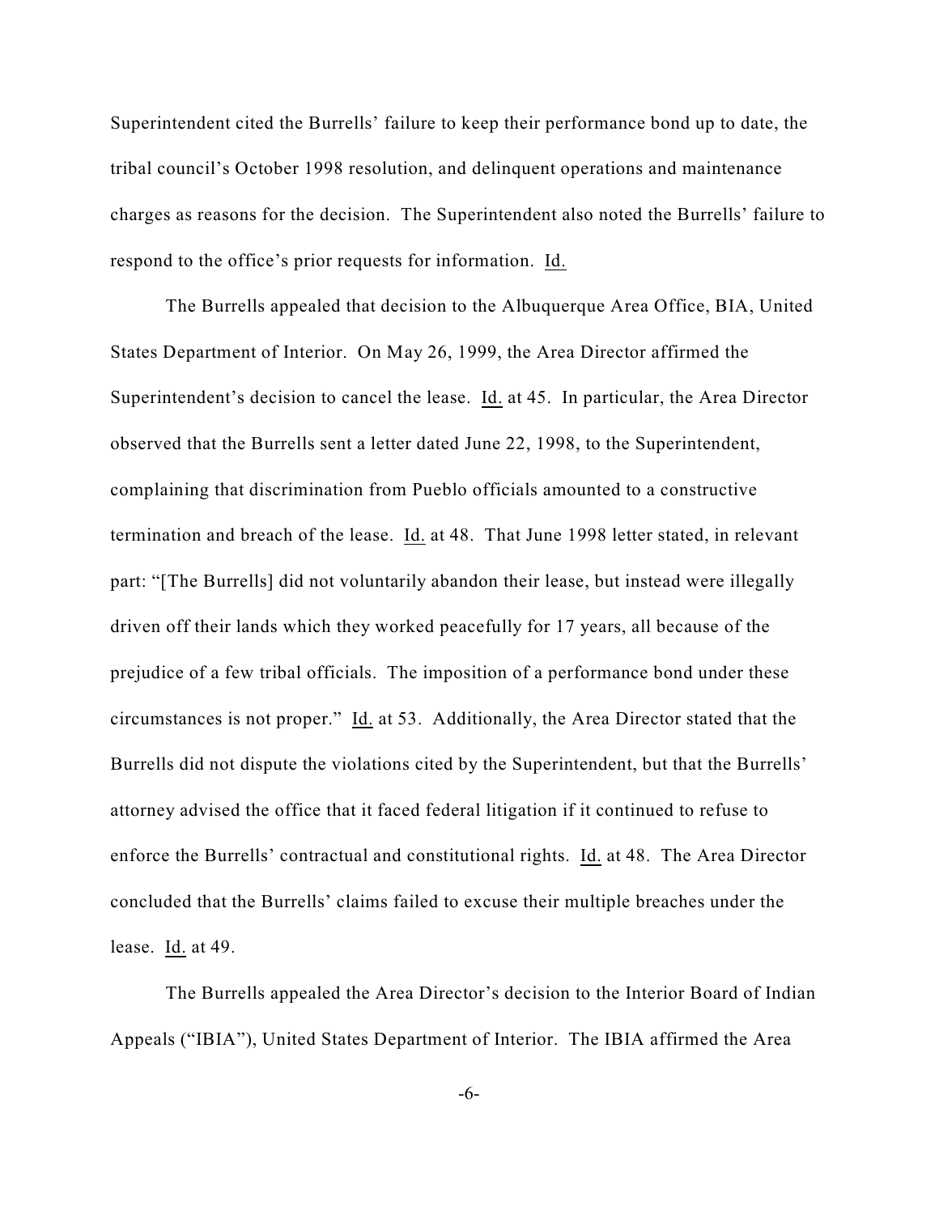Superintendent cited the Burrells' failure to keep their performance bond up to date, the tribal council's October 1998 resolution, and delinquent operations and maintenance charges as reasons for the decision. The Superintendent also noted the Burrells' failure to respond to the office's prior requests for information. Id.

The Burrells appealed that decision to the Albuquerque Area Office, BIA, United States Department of Interior. On May 26, 1999, the Area Director affirmed the Superintendent's decision to cancel the lease. Id. at 45. In particular, the Area Director observed that the Burrells sent a letter dated June 22, 1998, to the Superintendent, complaining that discrimination from Pueblo officials amounted to a constructive termination and breach of the lease. Id. at 48. That June 1998 letter stated, in relevant part: "[The Burrells] did not voluntarily abandon their lease, but instead were illegally driven off their lands which they worked peacefully for 17 years, all because of the prejudice of a few tribal officials. The imposition of a performance bond under these circumstances is not proper." Id. at 53. Additionally, the Area Director stated that the Burrells did not dispute the violations cited by the Superintendent, but that the Burrells' attorney advised the office that it faced federal litigation if it continued to refuse to enforce the Burrells' contractual and constitutional rights. Id. at 48. The Area Director concluded that the Burrells' claims failed to excuse their multiple breaches under the lease. Id. at 49.

The Burrells appealed the Area Director's decision to the Interior Board of Indian Appeals ("IBIA"), United States Department of Interior. The IBIA affirmed the Area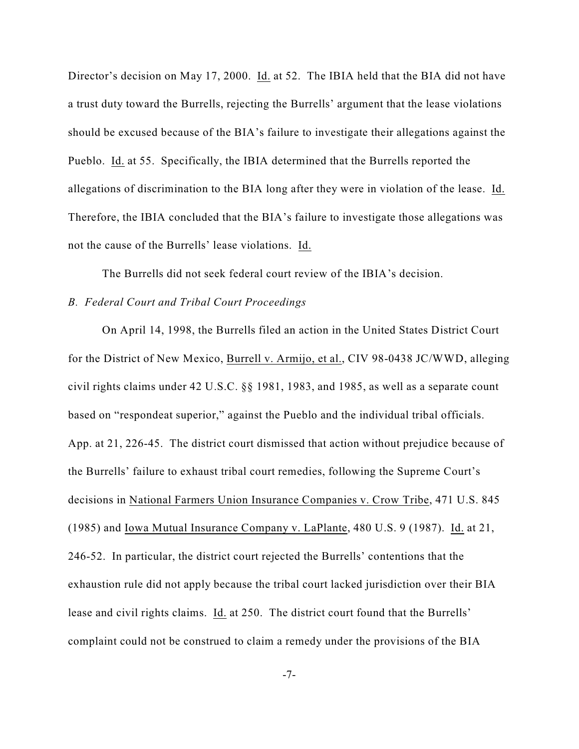Director's decision on May 17, 2000. Id. at 52. The IBIA held that the BIA did not have a trust duty toward the Burrells, rejecting the Burrells' argument that the lease violations should be excused because of the BIA's failure to investigate their allegations against the Pueblo. Id. at 55. Specifically, the IBIA determined that the Burrells reported the allegations of discrimination to the BIA long after they were in violation of the lease. Id. Therefore, the IBIA concluded that the BIA's failure to investigate those allegations was not the cause of the Burrells' lease violations. Id.

The Burrells did not seek federal court review of the IBIA's decision.

*B. Federal Court and Tribal Court Proceedings*

On April 14, 1998, the Burrells filed an action in the United States District Court for the District of New Mexico, Burrell v. Armijo, et al., CIV 98-0438 JC/WWD, alleging civil rights claims under 42 U.S.C. §§ 1981, 1983, and 1985, as well as a separate count based on "respondeat superior," against the Pueblo and the individual tribal officials. App. at 21, 226-45. The district court dismissed that action without prejudice because of the Burrells' failure to exhaust tribal court remedies, following the Supreme Court's decisions in National Farmers Union Insurance Companies v. Crow Tribe, 471 U.S. 845 (1985) and Iowa Mutual Insurance Company v. LaPlante, 480 U.S. 9 (1987). Id. at 21, 246-52. In particular, the district court rejected the Burrells' contentions that the exhaustion rule did not apply because the tribal court lacked jurisdiction over their BIA lease and civil rights claims. Id. at 250. The district court found that the Burrells' complaint could not be construed to claim a remedy under the provisions of the BIA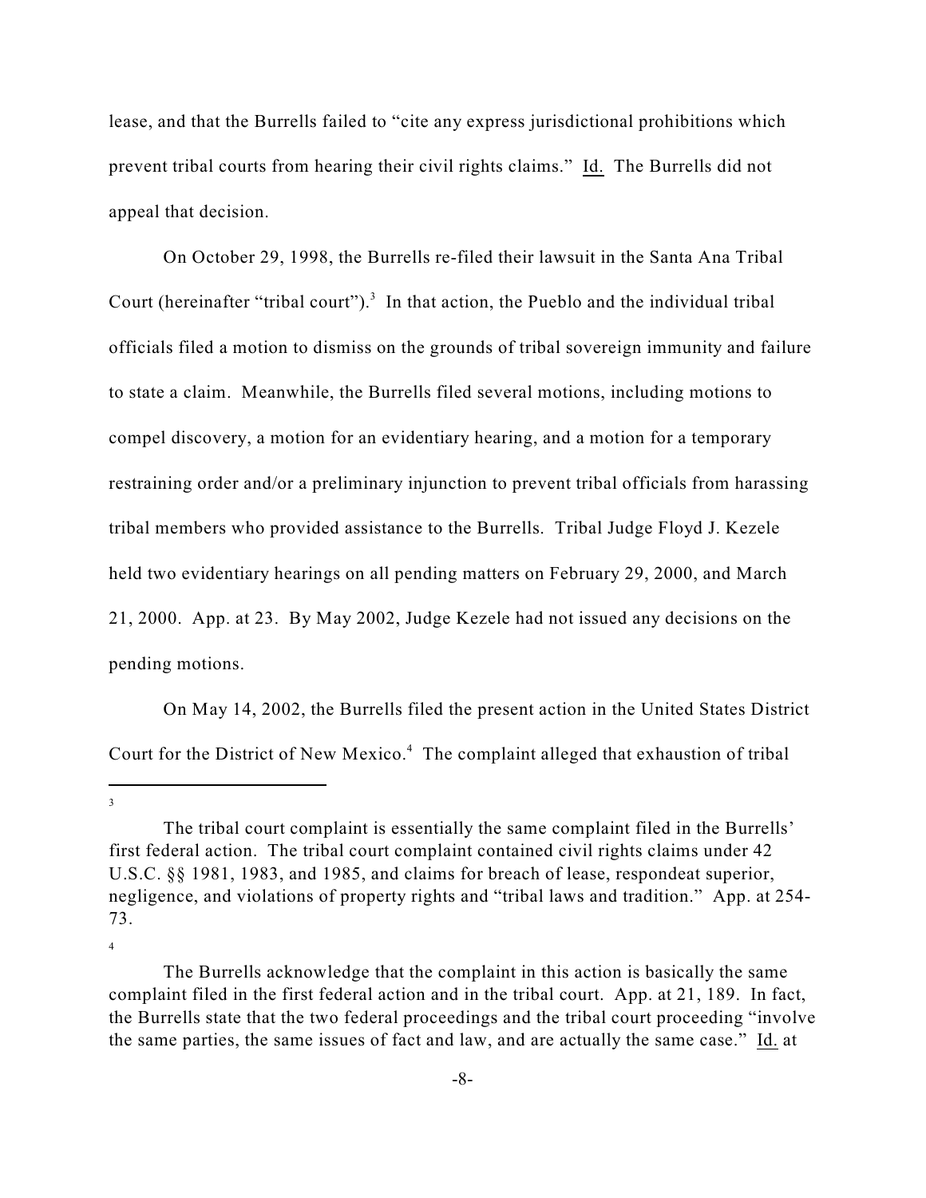lease, and that the Burrells failed to "cite any express jurisdictional prohibitions which prevent tribal courts from hearing their civil rights claims." Id. The Burrells did not appeal that decision.

On October 29, 1998, the Burrells re-filed their lawsuit in the Santa Ana Tribal Court (hereinafter "tribal court").[3] In that action, the Pueblo and the individual tribal officials filed a motion to dismiss on the grounds of tribal sovereign immunity and failure to state a claim. Meanwhile, the Burrells filed several motions, including motions to compel discovery, a motion for an evidentiary hearing, and a motion for a temporary restraining order and/or a preliminary injunction to prevent tribal officials from harassing tribal members who provided assistance to the Burrells. Tribal Judge Floyd J. Kezele held two evidentiary hearings on all pending matters on February 29, 2000, and March 21, 2000. App. at 23. By May 2002, Judge Kezele had not issued any decisions on the pending motions.

On May 14, 2002, the Burrells filed the present action in the United States District Court for the District of New Mexico.[4] The complaint alleged that exhaustion of tribal

---

[3] The tribal court complaint is essentially the same complaint filed in the Burrells' first federal action. The tribal court complaint contained civil rights claims under 42 U.S.C. §§ 1981, 1983, and 1985, and claims for breach of lease, respondeat superior, negligence, and violations of property rights and "tribal laws and tradition." App. at 254-73.

[4] The Burrells acknowledge that the complaint in this action is basically the same complaint filed in the first federal action and in the tribal court. App. at 21, 189. In fact, the Burrells state that the two federal proceedings and the tribal court proceeding "involve the same parties, the same issues of fact and law, and are actually the same case." Id. at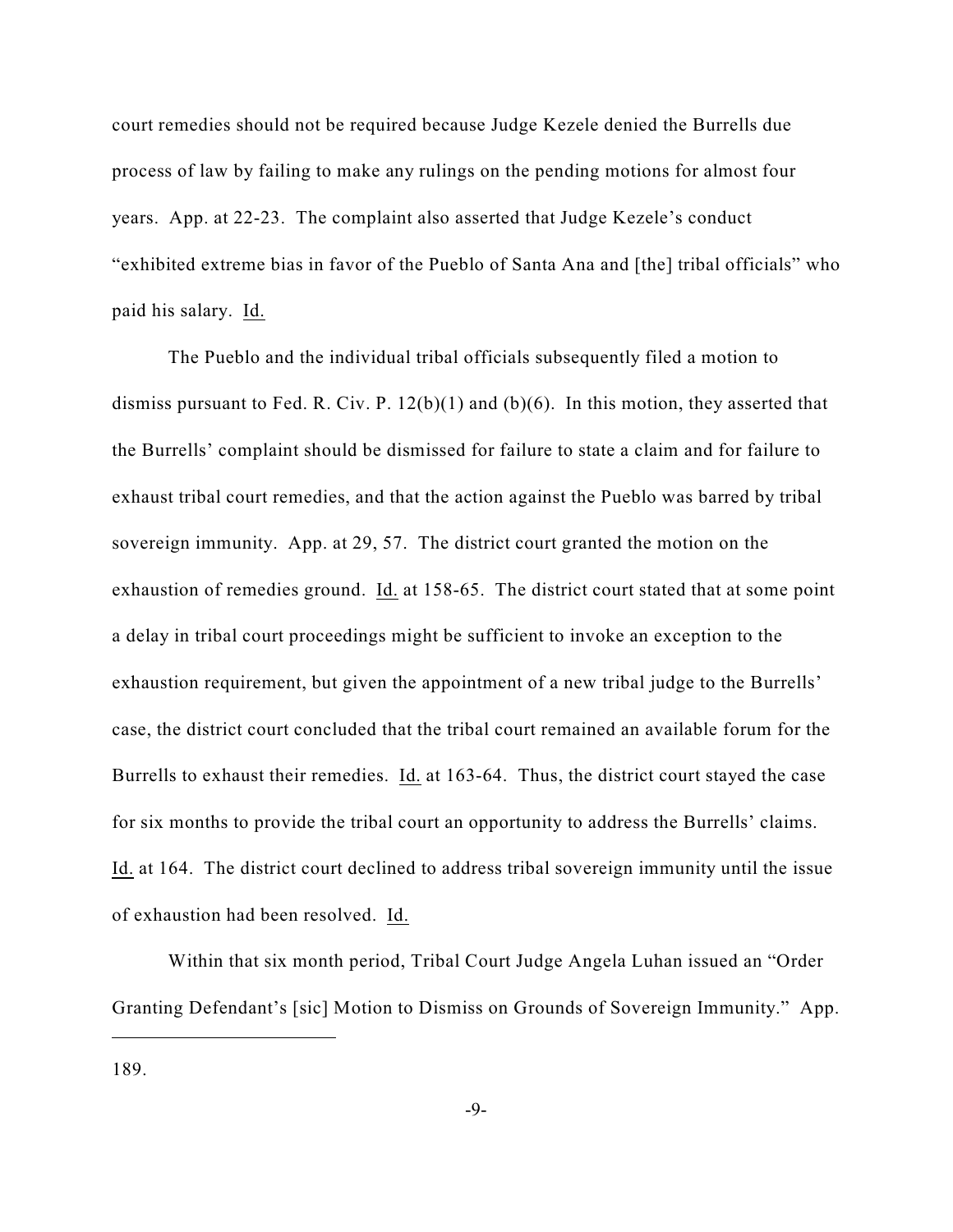court remedies should not be required because Judge Kezele denied the Burrells due process of law by failing to make any rulings on the pending motions for almost four years. App. at 22-23. The complaint also asserted that Judge Kezele's conduct "exhibited extreme bias in favor of the Pueblo of Santa Ana and [the] tribal officials" who paid his salary. Id.

The Pueblo and the individual tribal officials subsequently filed a motion to dismiss pursuant to Fed. R. Civ. P. 12(b)(1) and (b)(6). In this motion, they asserted that the Burrells' complaint should be dismissed for failure to state a claim and for failure to exhaust tribal court remedies, and that the action against the Pueblo was barred by tribal sovereign immunity. App. at 29, 57. The district court granted the motion on the exhaustion of remedies ground. Id. at 158-65. The district court stated that at some point a delay in tribal court proceedings might be sufficient to invoke an exception to the exhaustion requirement, but given the appointment of a new tribal judge to the Burrells' case, the district court concluded that the tribal court remained an available forum for the Burrells to exhaust their remedies. Id. at 163-64. Thus, the district court stayed the case for six months to provide the tribal court an opportunity to address the Burrells' claims. Id. at 164. The district court declined to address tribal sovereign immunity until the issue of exhaustion had been resolved. Id.

Within that six month period, Tribal Court Judge Angela Luhan issued an "Order Granting Defendant's [sic] Motion to Dismiss on Grounds of Sovereign Immunity." App.

---

189.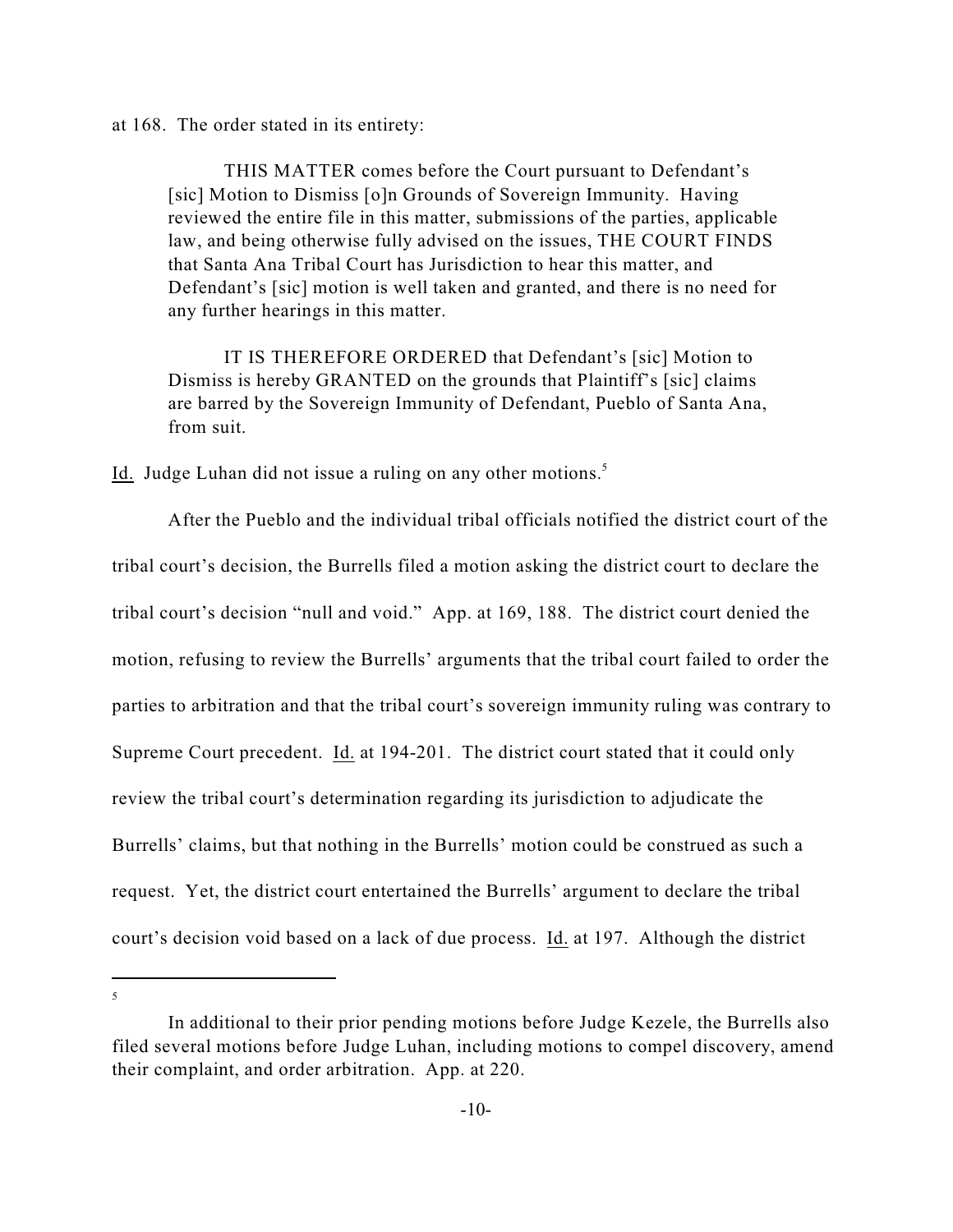at 168. The order stated in its entirety:

> THIS MATTER comes before the Court pursuant to Defendant's [sic] Motion to Dismiss [o]n Grounds of Sovereign Immunity. Having reviewed the entire file in this matter, submissions of the parties, applicable law, and being otherwise fully advised on the issues, THE COURT FINDS that Santa Ana Tribal Court has Jurisdiction to hear this matter, and Defendant's [sic] motion is well taken and granted, and there is no need for any further hearings in this matter.
>
> IT IS THEREFORE ORDERED that Defendant's [sic] Motion to Dismiss is hereby GRANTED on the grounds that Plaintiff's [sic] claims are barred by the Sovereign Immunity of Defendant, Pueblo of Santa Ana, from suit.

Id. Judge Luhan did not issue a ruling on any other motions.[5]

After the Pueblo and the individual tribal officials notified the district court of the tribal court's decision, the Burrells filed a motion asking the district court to declare the tribal court's decision "null and void." App. at 169, 188. The district court denied the motion, refusing to review the Burrells' arguments that the tribal court failed to order the parties to arbitration and that the tribal court's sovereign immunity ruling was contrary to Supreme Court precedent. Id. at 194-201. The district court stated that it could only review the tribal court's determination regarding its jurisdiction to adjudicate the Burrells' claims, but that nothing in the Burrells' motion could be construed as such a request. Yet, the district court entertained the Burrells' argument to declare the tribal court's decision void based on a lack of due process. Id. at 197. Although the district

---

[5] In additional to their prior pending motions before Judge Kezele, the Burrells also filed several motions before Judge Luhan, including motions to compel discovery, amend their complaint, and order arbitration. App. at 220.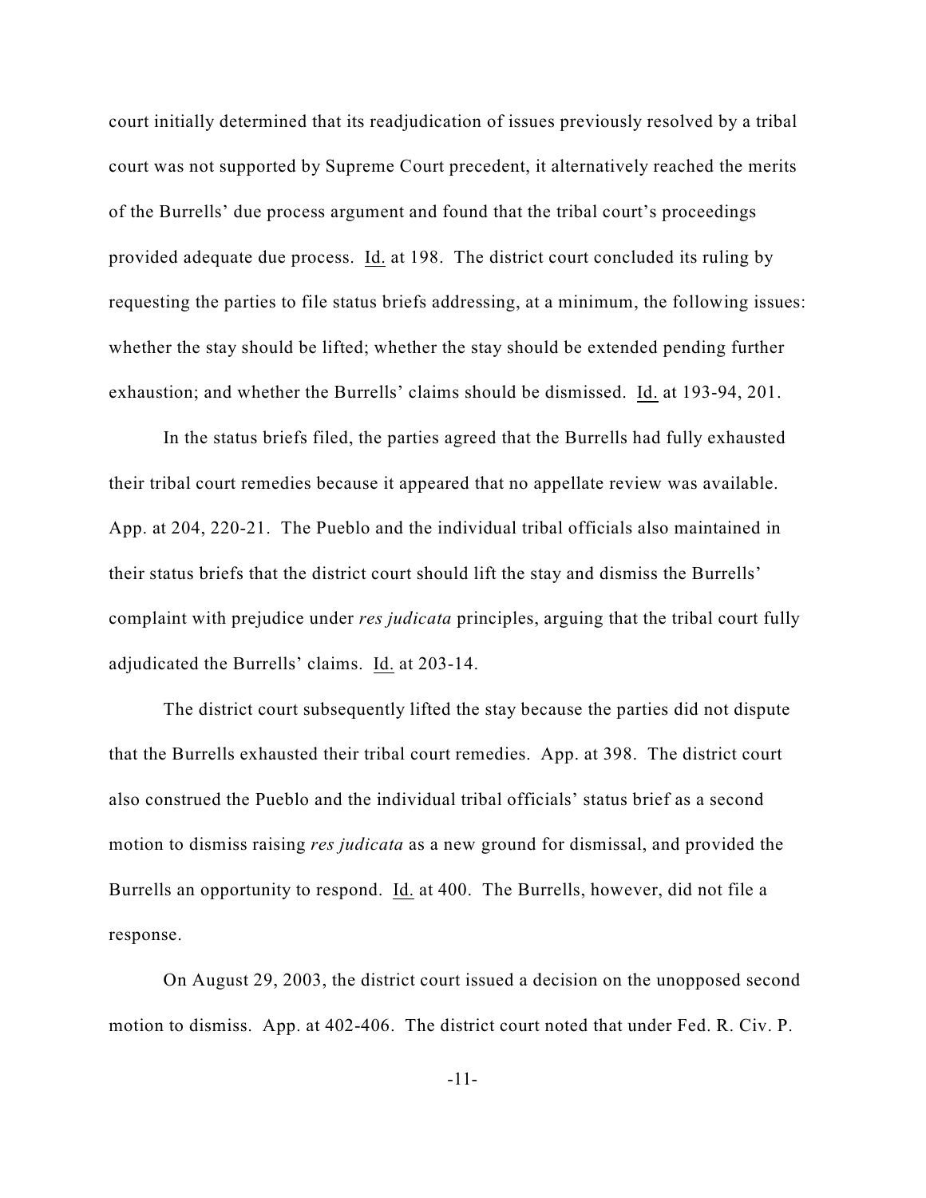court initially determined that its readjudication of issues previously resolved by a tribal court was not supported by Supreme Court precedent, it alternatively reached the merits of the Burrells' due process argument and found that the tribal court's proceedings provided adequate due process. Id. at 198. The district court concluded its ruling by requesting the parties to file status briefs addressing, at a minimum, the following issues: whether the stay should be lifted; whether the stay should be extended pending further exhaustion; and whether the Burrells' claims should be dismissed. Id. at 193-94, 201.

In the status briefs filed, the parties agreed that the Burrells had fully exhausted their tribal court remedies because it appeared that no appellate review was available. App. at 204, 220-21. The Pueblo and the individual tribal officials also maintained in their status briefs that the district court should lift the stay and dismiss the Burrells' complaint with prejudice under *res judicata* principles, arguing that the tribal court fully adjudicated the Burrells' claims. Id. at 203-14.

The district court subsequently lifted the stay because the parties did not dispute that the Burrells exhausted their tribal court remedies. App. at 398. The district court also construed the Pueblo and the individual tribal officials' status brief as a second motion to dismiss raising *res judicata* as a new ground for dismissal, and provided the Burrells an opportunity to respond. Id. at 400. The Burrells, however, did not file a response.

On August 29, 2003, the district court issued a decision on the unopposed second motion to dismiss. App. at 402-406. The district court noted that under Fed. R. Civ. P.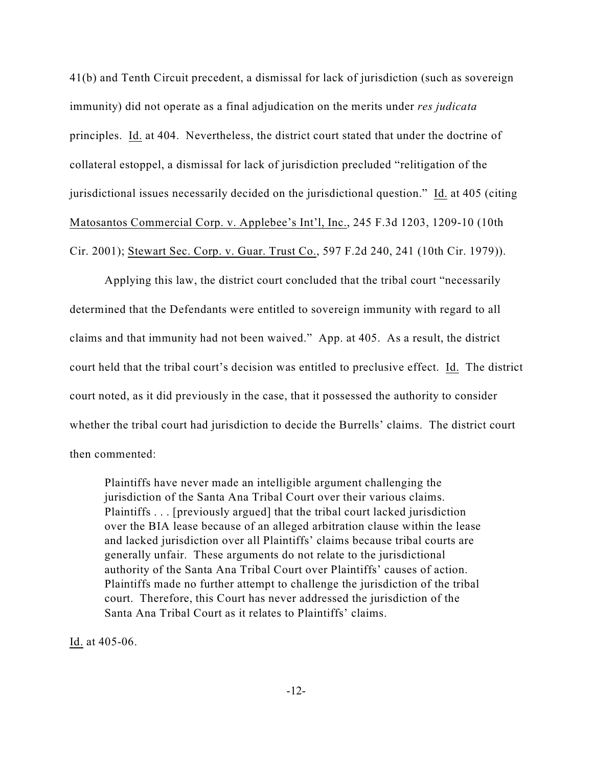41(b) and Tenth Circuit precedent, a dismissal for lack of jurisdiction (such as sovereign immunity) did not operate as a final adjudication on the merits under *res judicata* principles. Id. at 404. Nevertheless, the district court stated that under the doctrine of collateral estoppel, a dismissal for lack of jurisdiction precluded "relitigation of the jurisdictional issues necessarily decided on the jurisdictional question." Id. at 405 (citing Matosantos Commercial Corp. v. Applebee's Int'l, Inc., 245 F.3d 1203, 1209-10 (10th Cir. 2001); Stewart Sec. Corp. v. Guar. Trust Co., 597 F.2d 240, 241 (10th Cir. 1979)).

Applying this law, the district court concluded that the tribal court "necessarily determined that the Defendants were entitled to sovereign immunity with regard to all claims and that immunity had not been waived." App. at 405. As a result, the district court held that the tribal court's decision was entitled to preclusive effect. Id. The district court noted, as it did previously in the case, that it possessed the authority to consider whether the tribal court had jurisdiction to decide the Burrells' claims. The district court then commented:

> Plaintiffs have never made an intelligible argument challenging the jurisdiction of the Santa Ana Tribal Court over their various claims. Plaintiffs . . . [previously argued] that the tribal court lacked jurisdiction over the BIA lease because of an alleged arbitration clause within the lease and lacked jurisdiction over all Plaintiffs' claims because tribal courts are generally unfair. These arguments do not relate to the jurisdictional authority of the Santa Ana Tribal Court over Plaintiffs' causes of action. Plaintiffs made no further attempt to challenge the jurisdiction of the tribal court. Therefore, this Court has never addressed the jurisdiction of the Santa Ana Tribal Court as it relates to Plaintiffs' claims.

Id. at 405-06.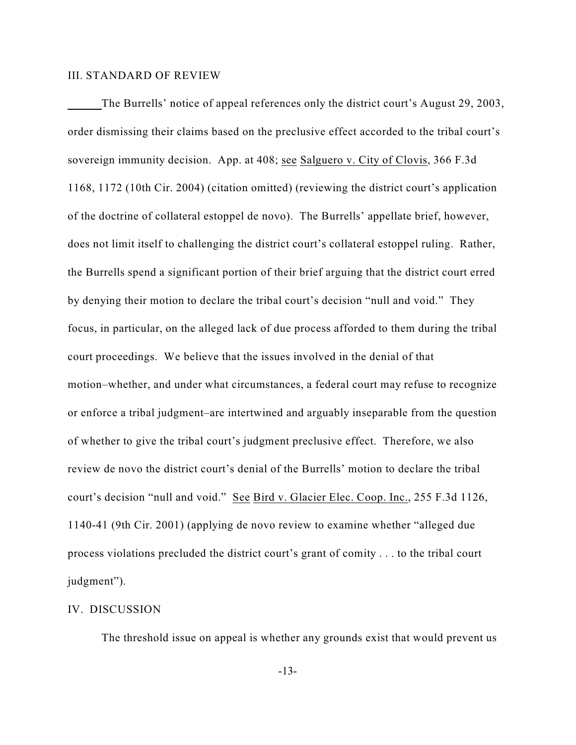## III. STANDARD OF REVIEW

The Burrells' notice of appeal references only the district court's August 29, 2003, order dismissing their claims based on the preclusive effect accorded to the tribal court's sovereign immunity decision. App. at 408; see Salguero v. City of Clovis, 366 F.3d 1168, 1172 (10th Cir. 2004) (citation omitted) (reviewing the district court's application of the doctrine of collateral estoppel de novo). The Burrells' appellate brief, however, does not limit itself to challenging the district court's collateral estoppel ruling. Rather, the Burrells spend a significant portion of their brief arguing that the district court erred by denying their motion to declare the tribal court's decision "null and void." They focus, in particular, on the alleged lack of due process afforded to them during the tribal court proceedings. We believe that the issues involved in the denial of that motion–whether, and under what circumstances, a federal court may refuse to recognize or enforce a tribal judgment–are intertwined and arguably inseparable from the question of whether to give the tribal court's judgment preclusive effect. Therefore, we also review de novo the district court's denial of the Burrells' motion to declare the tribal court's decision "null and void." See Bird v. Glacier Elec. Coop. Inc., 255 F.3d 1126, 1140-41 (9th Cir. 2001) (applying de novo review to examine whether "alleged due process violations precluded the district court's grant of comity . . . to the tribal court judgment").

## IV. DISCUSSION

The threshold issue on appeal is whether any grounds exist that would prevent us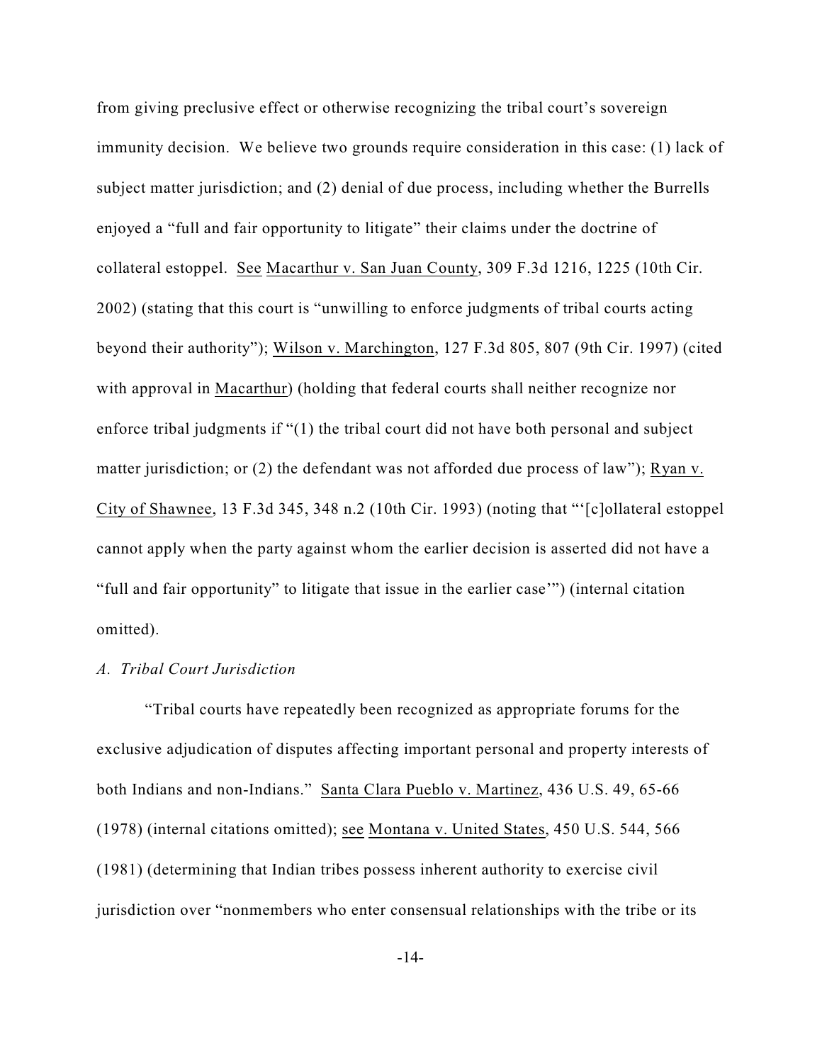from giving preclusive effect or otherwise recognizing the tribal court's sovereign immunity decision. We believe two grounds require consideration in this case: (1) lack of subject matter jurisdiction; and (2) denial of due process, including whether the Burrells enjoyed a "full and fair opportunity to litigate" their claims under the doctrine of collateral estoppel. See Macarthur v. San Juan County, 309 F.3d 1216, 1225 (10th Cir. 2002) (stating that this court is "unwilling to enforce judgments of tribal courts acting beyond their authority"); Wilson v. Marchington, 127 F.3d 805, 807 (9th Cir. 1997) (cited with approval in Macarthur) (holding that federal courts shall neither recognize nor enforce tribal judgments if "(1) the tribal court did not have both personal and subject matter jurisdiction; or (2) the defendant was not afforded due process of law"); Ryan v. City of Shawnee, 13 F.3d 345, 348 n.2 (10th Cir. 1993) (noting that "'[c]ollateral estoppel cannot apply when the party against whom the earlier decision is asserted did not have a "full and fair opportunity" to litigate that issue in the earlier case'") (internal citation omitted).

*A. Tribal Court Jurisdiction*

"Tribal courts have repeatedly been recognized as appropriate forums for the exclusive adjudication of disputes affecting important personal and property interests of both Indians and non-Indians." Santa Clara Pueblo v. Martinez, 436 U.S. 49, 65-66 (1978) (internal citations omitted); see Montana v. United States, 450 U.S. 544, 566 (1981) (determining that Indian tribes possess inherent authority to exercise civil jurisdiction over "nonmembers who enter consensual relationships with the tribe or its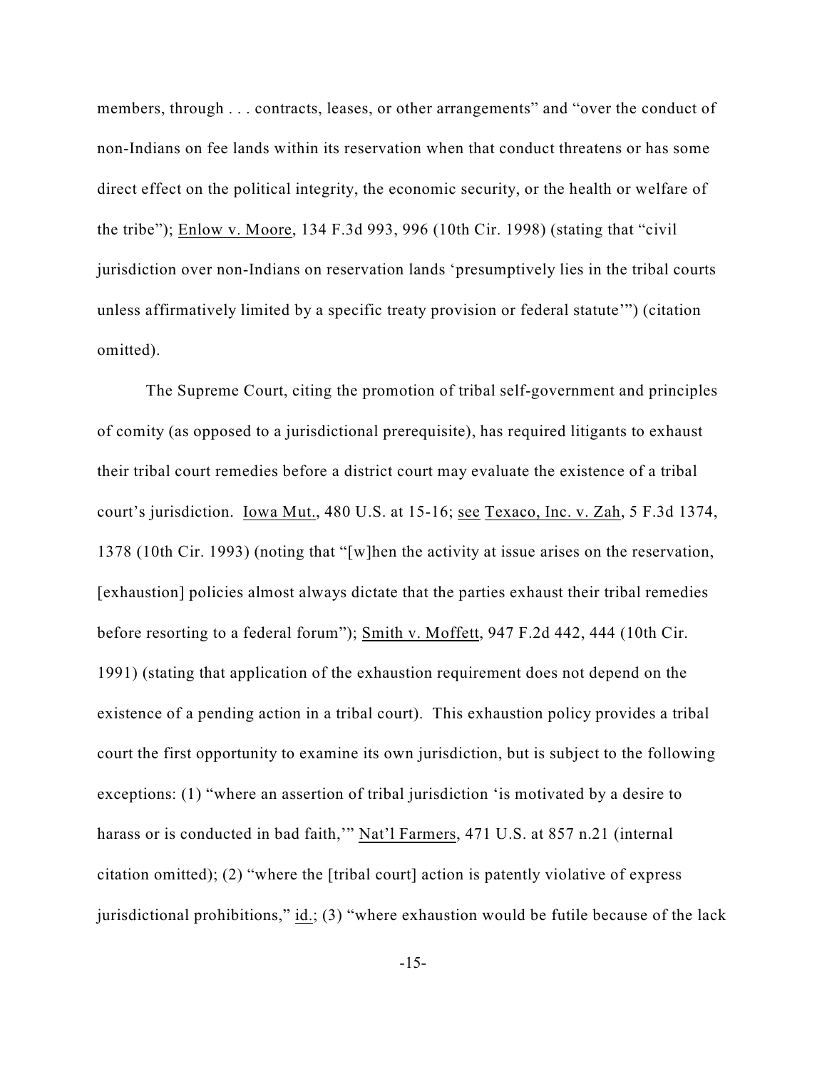members, through . . . contracts, leases, or other arrangements" and "over the conduct of non-Indians on fee lands within its reservation when that conduct threatens or has some direct effect on the political integrity, the economic security, or the health or welfare of the tribe"); Enlow v. Moore, 134 F.3d 993, 996 (10th Cir. 1998) (stating that "civil jurisdiction over non-Indians on reservation lands 'presumptively lies in the tribal courts unless affirmatively limited by a specific treaty provision or federal statute'") (citation omitted).

The Supreme Court, citing the promotion of tribal self-government and principles of comity (as opposed to a jurisdictional prerequisite), has required litigants to exhaust their tribal court remedies before a district court may evaluate the existence of a tribal court's jurisdiction. Iowa Mut., 480 U.S. at 15-16; see Texaco, Inc. v. Zah, 5 F.3d 1374, 1378 (10th Cir. 1993) (noting that "[w]hen the activity at issue arises on the reservation, [exhaustion] policies almost always dictate that the parties exhaust their tribal remedies before resorting to a federal forum"); Smith v. Moffett, 947 F.2d 442, 444 (10th Cir. 1991) (stating that application of the exhaustion requirement does not depend on the existence of a pending action in a tribal court). This exhaustion policy provides a tribal court the first opportunity to examine its own jurisdiction, but is subject to the following exceptions: (1) "where an assertion of tribal jurisdiction 'is motivated by a desire to harass or is conducted in bad faith,'" Nat'l Farmers, 471 U.S. at 857 n.21 (internal citation omitted); (2) "where the [tribal court] action is patently violative of express jurisdictional prohibitions," id.; (3) "where exhaustion would be futile because of the lack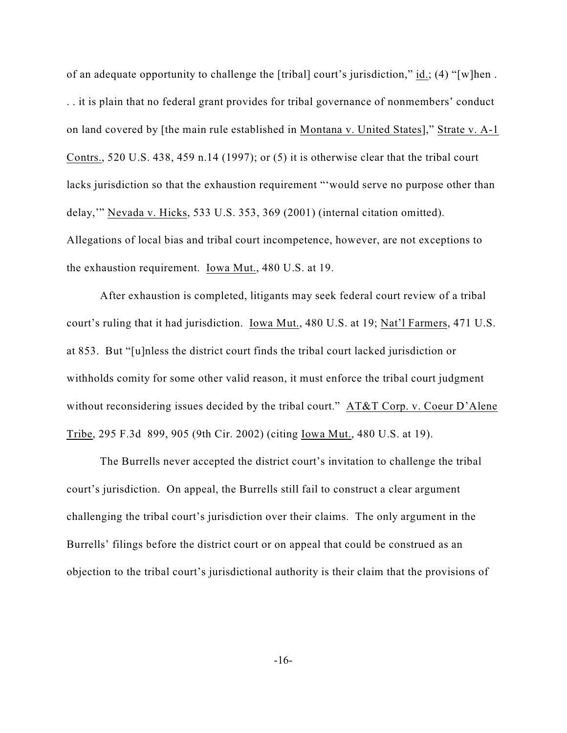of an adequate opportunity to challenge the [tribal] court's jurisdiction," id.; (4) "[w]hen . . . it is plain that no federal grant provides for tribal governance of nonmembers' conduct on land covered by [the main rule established in Montana v. United States]," Strate v. A-1 Contrs., 520 U.S. 438, 459 n.14 (1997); or (5) it is otherwise clear that the tribal court lacks jurisdiction so that the exhaustion requirement "'would serve no purpose other than delay,'" Nevada v. Hicks, 533 U.S. 353, 369 (2001) (internal citation omitted). Allegations of local bias and tribal court incompetence, however, are not exceptions to the exhaustion requirement. Iowa Mut., 480 U.S. at 19.

After exhaustion is completed, litigants may seek federal court review of a tribal court's ruling that it had jurisdiction. Iowa Mut., 480 U.S. at 19; Nat'l Farmers, 471 U.S. at 853. But "[u]nless the district court finds the tribal court lacked jurisdiction or withholds comity for some other valid reason, it must enforce the tribal court judgment without reconsidering issues decided by the tribal court." AT&T Corp. v. Coeur D'Alene Tribe, 295 F.3d 899, 905 (9th Cir. 2002) (citing Iowa Mut., 480 U.S. at 19).

The Burrells never accepted the district court's invitation to challenge the tribal court's jurisdiction. On appeal, the Burrells still fail to construct a clear argument challenging the tribal court's jurisdiction over their claims. The only argument in the Burrells' filings before the district court or on appeal that could be construed as an objection to the tribal court's jurisdictional authority is their claim that the provisions of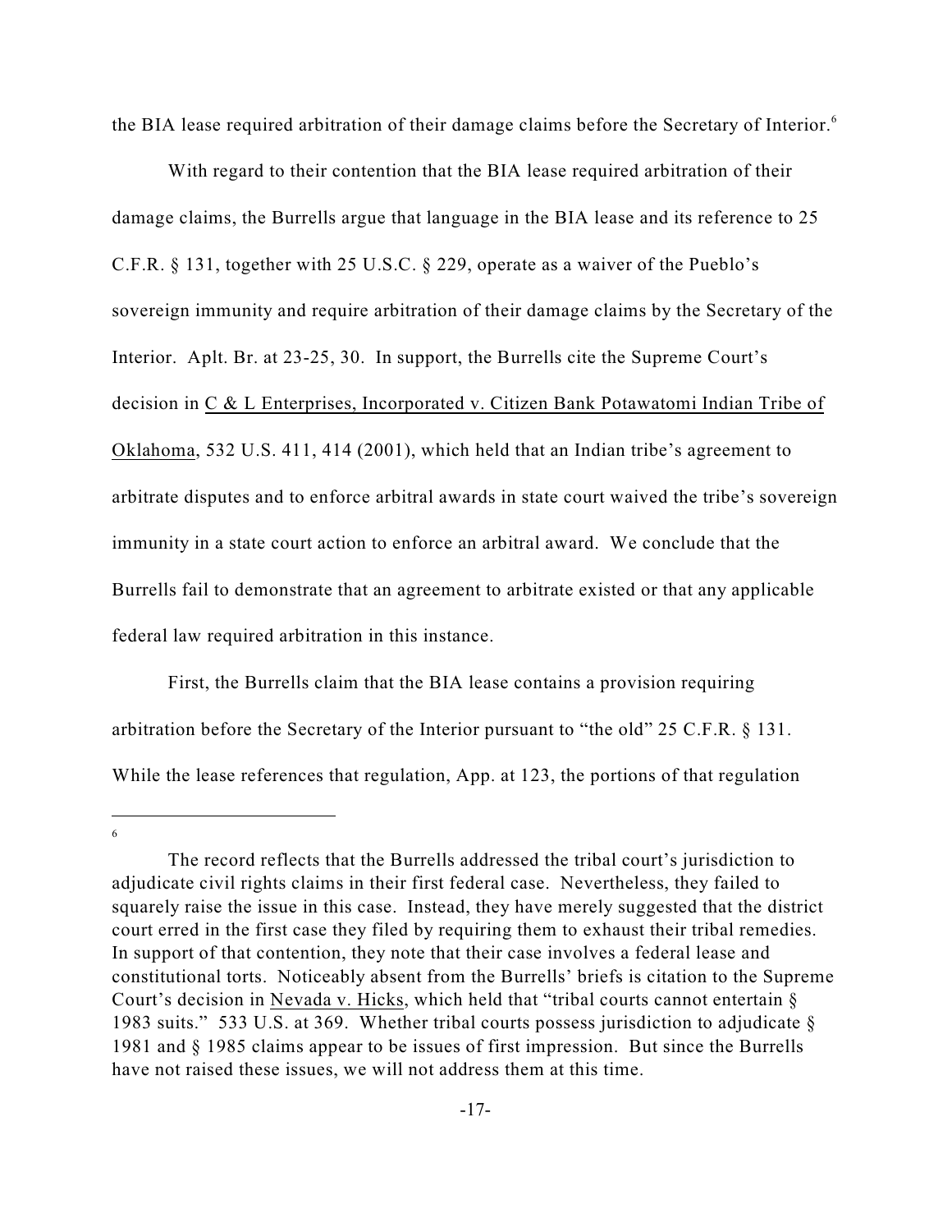the BIA lease required arbitration of their damage claims before the Secretary of Interior.[6]

With regard to their contention that the BIA lease required arbitration of their damage claims, the Burrells argue that language in the BIA lease and its reference to 25 C.F.R. § 131, together with 25 U.S.C. § 229, operate as a waiver of the Pueblo's sovereign immunity and require arbitration of their damage claims by the Secretary of the Interior. Aplt. Br. at 23-25, 30. In support, the Burrells cite the Supreme Court's decision in C & L Enterprises, Incorporated v. Citizen Bank Potawatomi Indian Tribe of Oklahoma, 532 U.S. 411, 414 (2001), which held that an Indian tribe's agreement to arbitrate disputes and to enforce arbitral awards in state court waived the tribe's sovereign immunity in a state court action to enforce an arbitral award. We conclude that the Burrells fail to demonstrate that an agreement to arbitrate existed or that any applicable federal law required arbitration in this instance.

First, the Burrells claim that the BIA lease contains a provision requiring arbitration before the Secretary of the Interior pursuant to "the old" 25 C.F.R. § 131. While the lease references that regulation, App. at 123, the portions of that regulation

---

[6] The record reflects that the Burrells addressed the tribal court's jurisdiction to adjudicate civil rights claims in their first federal case. Nevertheless, they failed to squarely raise the issue in this case. Instead, they have merely suggested that the district court erred in the first case they filed by requiring them to exhaust their tribal remedies. In support of that contention, they note that their case involves a federal lease and constitutional torts. Noticeably absent from the Burrells' briefs is citation to the Supreme Court's decision in Nevada v. Hicks, which held that "tribal courts cannot entertain § 1983 suits." 533 U.S. at 369. Whether tribal courts possess jurisdiction to adjudicate § 1981 and § 1985 claims appear to be issues of first impression. But since the Burrells have not raised these issues, we will not address them at this time.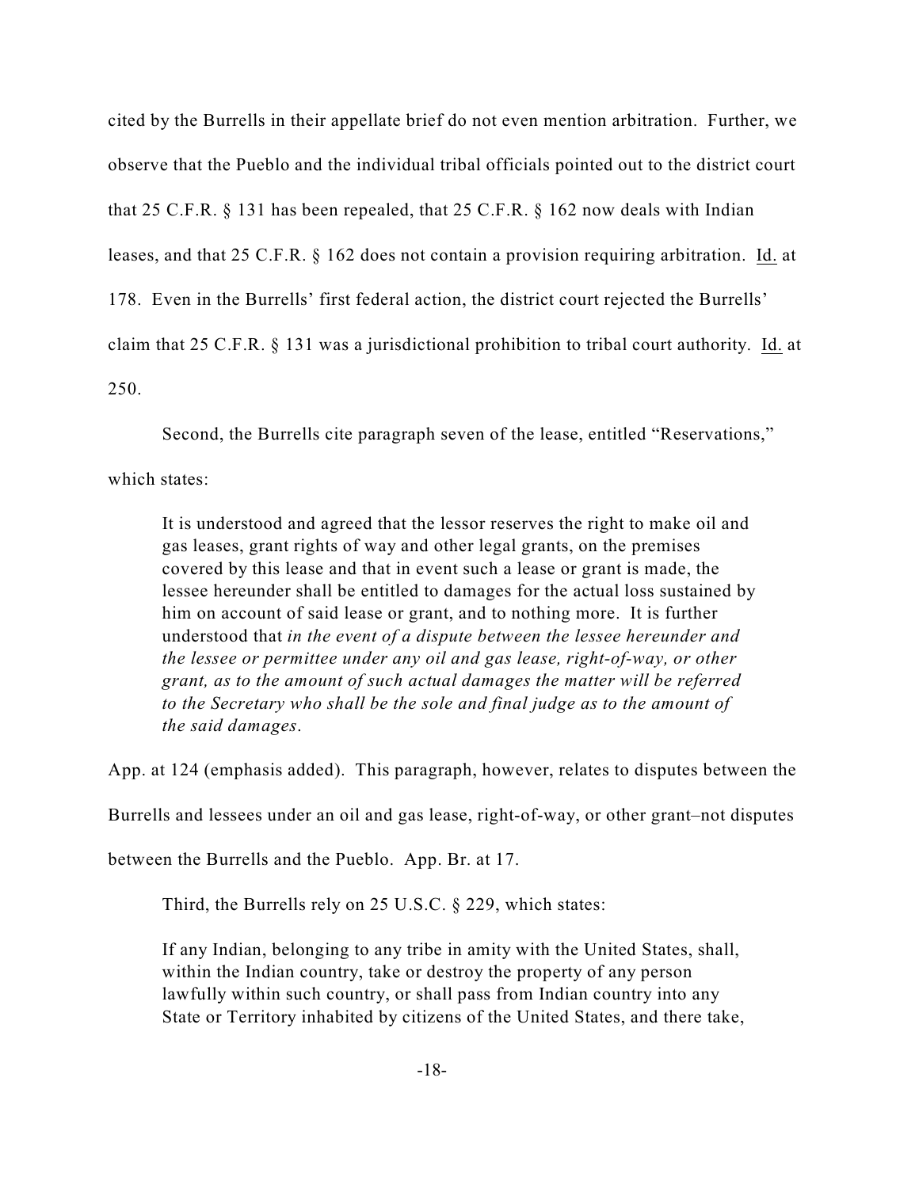cited by the Burrells in their appellate brief do not even mention arbitration. Further, we observe that the Pueblo and the individual tribal officials pointed out to the district court that 25 C.F.R. § 131 has been repealed, that 25 C.F.R. § 162 now deals with Indian leases, and that 25 C.F.R. § 162 does not contain a provision requiring arbitration. Id. at 178. Even in the Burrells' first federal action, the district court rejected the Burrells' claim that 25 C.F.R. § 131 was a jurisdictional prohibition to tribal court authority. Id. at 250.

Second, the Burrells cite paragraph seven of the lease, entitled "Reservations," which states:

> It is understood and agreed that the lessor reserves the right to make oil and gas leases, grant rights of way and other legal grants, on the premises covered by this lease and that in event such a lease or grant is made, the lessee hereunder shall be entitled to damages for the actual loss sustained by him on account of said lease or grant, and to nothing more. It is further understood that *in the event of a dispute between the lessee hereunder and the lessee or permittee under any oil and gas lease, right-of-way, or other grant, as to the amount of such actual damages the matter will be referred to the Secretary who shall be the sole and final judge as to the amount of the said damages*.

App. at 124 (emphasis added). This paragraph, however, relates to disputes between the Burrells and lessees under an oil and gas lease, right-of-way, or other grant–not disputes between the Burrells and the Pueblo. App. Br. at 17.

Third, the Burrells rely on 25 U.S.C. § 229, which states:

> If any Indian, belonging to any tribe in amity with the United States, shall, within the Indian country, take or destroy the property of any person lawfully within such country, or shall pass from Indian country into any State or Territory inhabited by citizens of the United States, and there take,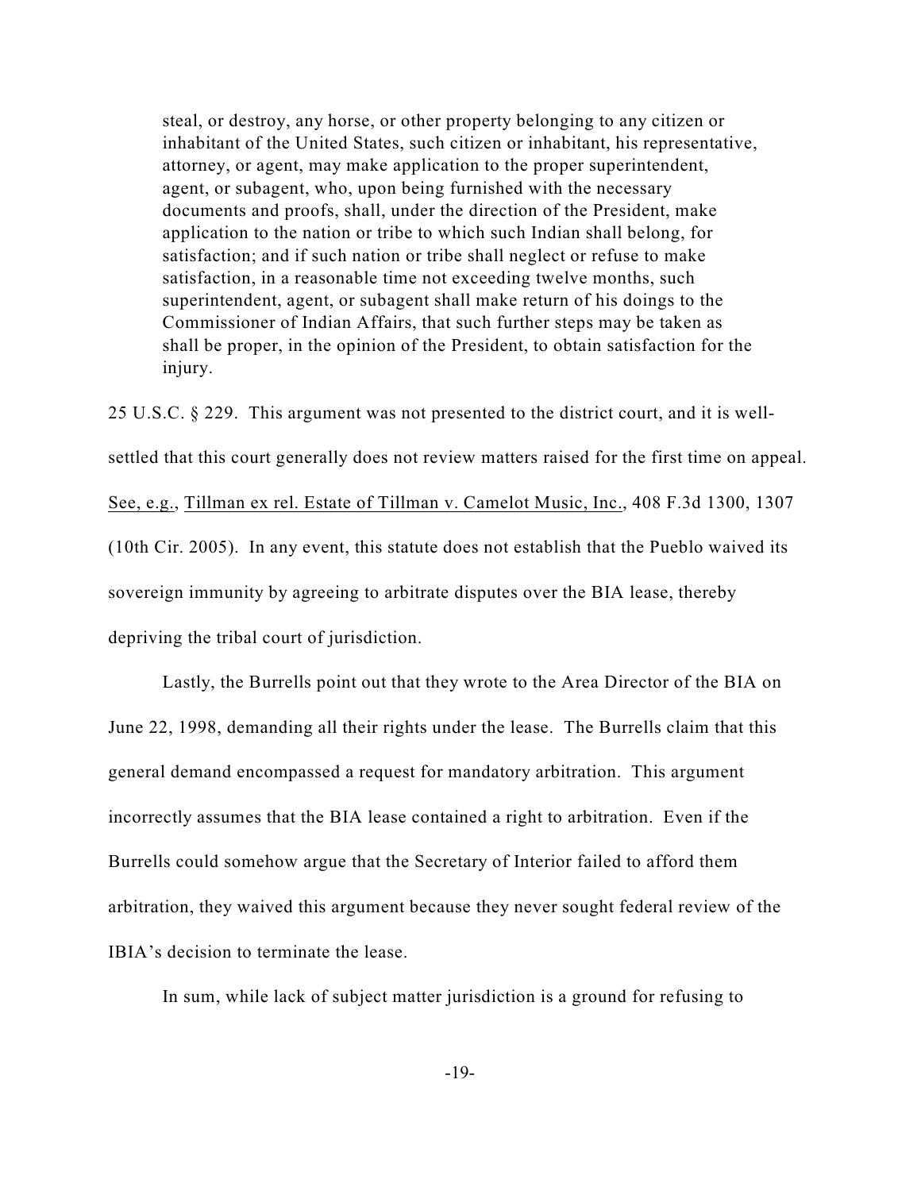> steal, or destroy, any horse, or other property belonging to any citizen or inhabitant of the United States, such citizen or inhabitant, his representative, attorney, or agent, may make application to the proper superintendent, agent, or subagent, who, upon being furnished with the necessary documents and proofs, shall, under the direction of the President, make application to the nation or tribe to which such Indian shall belong, for satisfaction; and if such nation or tribe shall neglect or refuse to make satisfaction, in a reasonable time not exceeding twelve months, such superintendent, agent, or subagent shall make return of his doings to the Commissioner of Indian Affairs, that such further steps may be taken as shall be proper, in the opinion of the President, to obtain satisfaction for the injury.

25 U.S.C. § 229. This argument was not presented to the district court, and it is well-settled that this court generally does not review matters raised for the first time on appeal. See, e.g., Tillman ex rel. Estate of Tillman v. Camelot Music, Inc., 408 F.3d 1300, 1307 (10th Cir. 2005). In any event, this statute does not establish that the Pueblo waived its sovereign immunity by agreeing to arbitrate disputes over the BIA lease, thereby depriving the tribal court of jurisdiction.

Lastly, the Burrells point out that they wrote to the Area Director of the BIA on June 22, 1998, demanding all their rights under the lease. The Burrells claim that this general demand encompassed a request for mandatory arbitration. This argument incorrectly assumes that the BIA lease contained a right to arbitration. Even if the Burrells could somehow argue that the Secretary of Interior failed to afford them arbitration, they waived this argument because they never sought federal review of the IBIA's decision to terminate the lease.

In sum, while lack of subject matter jurisdiction is a ground for refusing to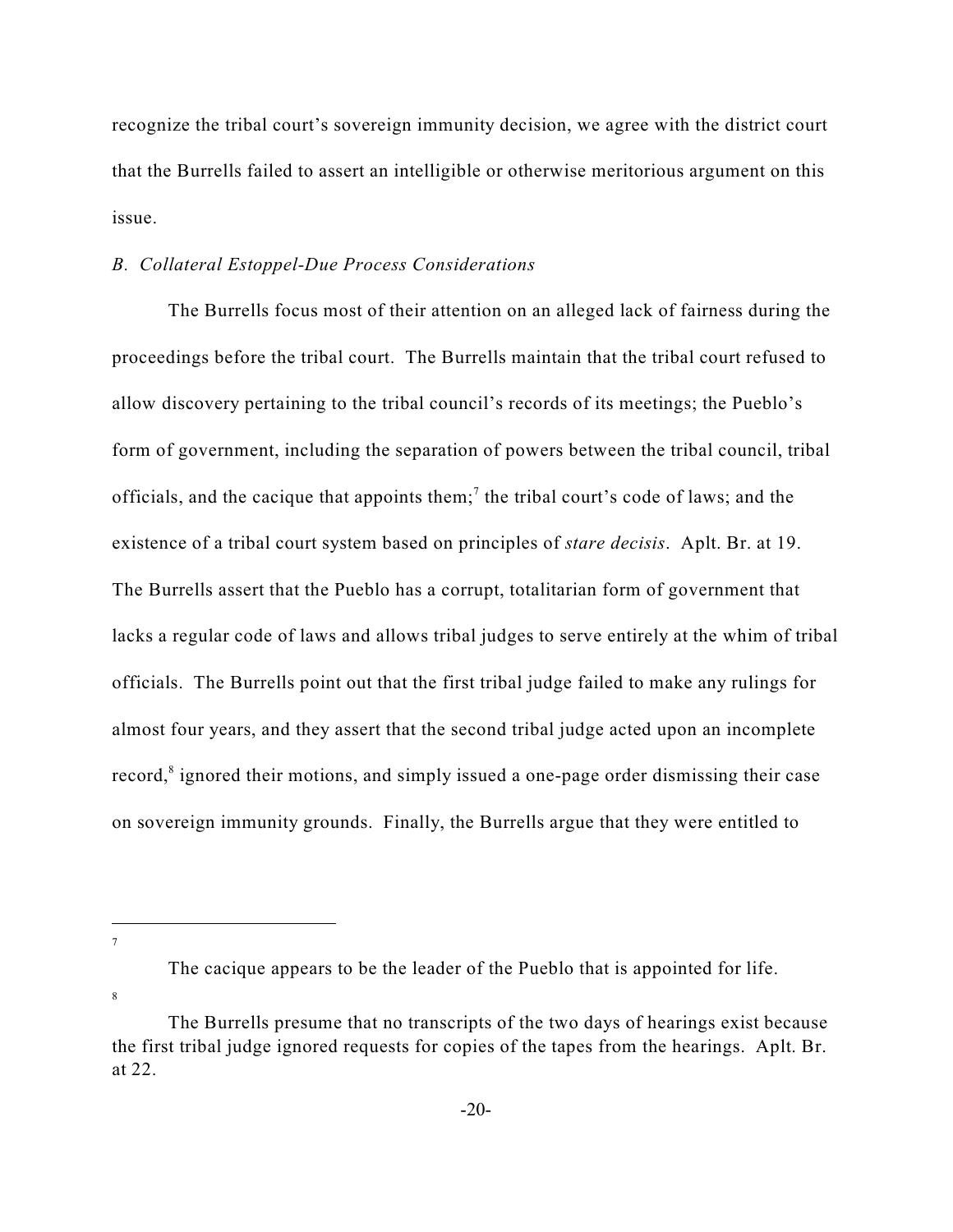recognize the tribal court's sovereign immunity decision, we agree with the district court that the Burrells failed to assert an intelligible or otherwise meritorious argument on this issue.

### *B. Collateral Estoppel-Due Process Considerations*

The Burrells focus most of their attention on an alleged lack of fairness during the proceedings before the tribal court. The Burrells maintain that the tribal court refused to allow discovery pertaining to the tribal council's records of its meetings; the Pueblo's form of government, including the separation of powers between the tribal council, tribal officials, and the cacique that appoints them;[7] the tribal court's code of laws; and the existence of a tribal court system based on principles of *stare decisis*. Aplt. Br. at 19. The Burrells assert that the Pueblo has a corrupt, totalitarian form of government that lacks a regular code of laws and allows tribal judges to serve entirely at the whim of tribal officials. The Burrells point out that the first tribal judge failed to make any rulings for almost four years, and they assert that the second tribal judge acted upon an incomplete record,[8] ignored their motions, and simply issued a one-page order dismissing their case on sovereign immunity grounds. Finally, the Burrells argue that they were entitled to

---

[7] The cacique appears to be the leader of the Pueblo that is appointed for life.

[8] The Burrells presume that no transcripts of the two days of hearings exist because the first tribal judge ignored requests for copies of the tapes from the hearings. Aplt. Br. at 22.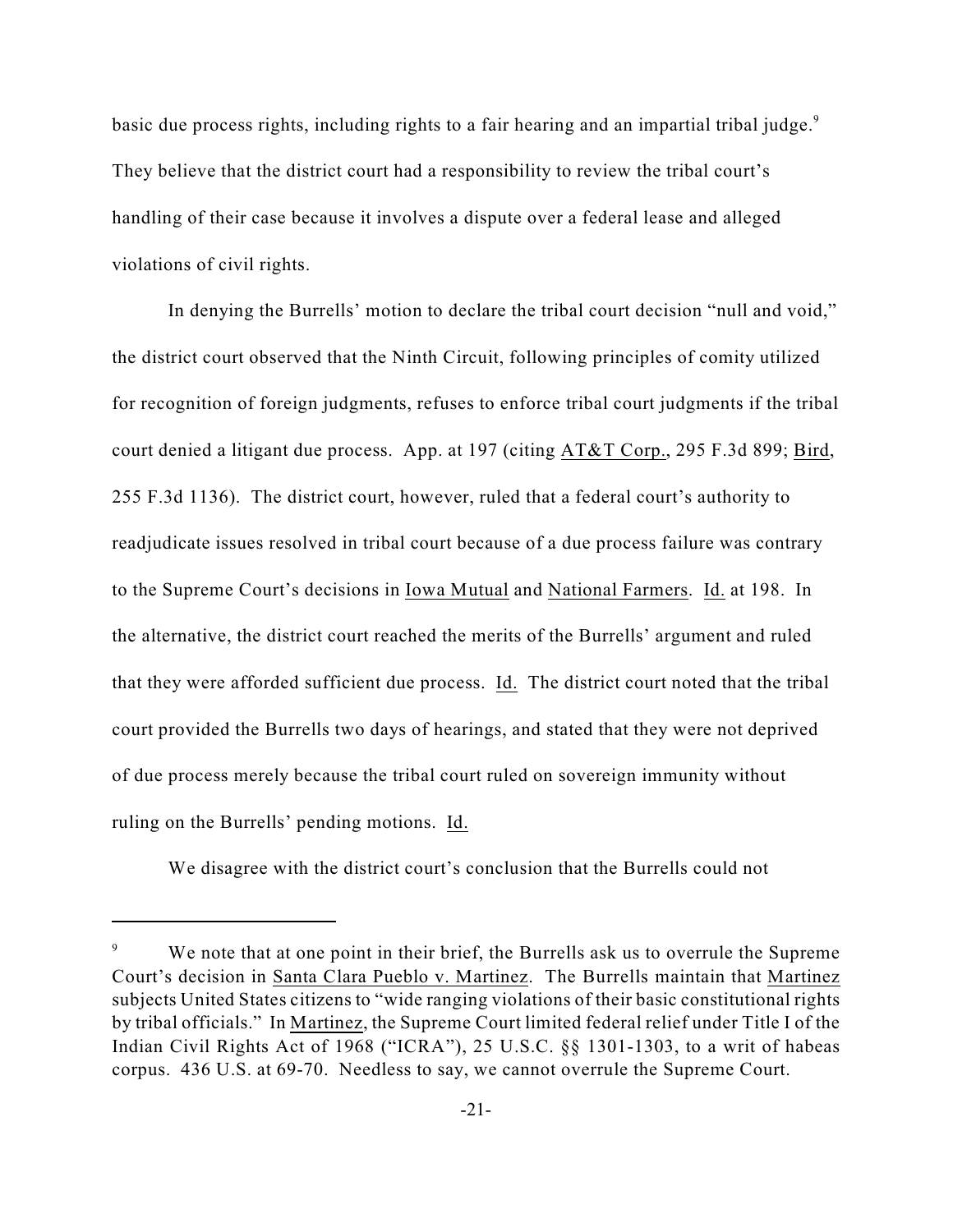basic due process rights, including rights to a fair hearing and an impartial tribal judge.[9] They believe that the district court had a responsibility to review the tribal court's handling of their case because it involves a dispute over a federal lease and alleged violations of civil rights.

In denying the Burrells' motion to declare the tribal court decision "null and void," the district court observed that the Ninth Circuit, following principles of comity utilized for recognition of foreign judgments, refuses to enforce tribal court judgments if the tribal court denied a litigant due process. App. at 197 (citing AT&T Corp., 295 F.3d 899; Bird, 255 F.3d 1136). The district court, however, ruled that a federal court's authority to readjudicate issues resolved in tribal court because of a due process failure was contrary to the Supreme Court's decisions in Iowa Mutual and National Farmers. Id. at 198. In the alternative, the district court reached the merits of the Burrells' argument and ruled that they were afforded sufficient due process. Id. The district court noted that the tribal court provided the Burrells two days of hearings, and stated that they were not deprived of due process merely because the tribal court ruled on sovereign immunity without ruling on the Burrells' pending motions. Id.

We disagree with the district court's conclusion that the Burrells could not

---

[9] We note that at one point in their brief, the Burrells ask us to overrule the Supreme Court's decision in Santa Clara Pueblo v. Martinez. The Burrells maintain that Martinez subjects United States citizens to "wide ranging violations of their basic constitutional rights by tribal officials." In Martinez, the Supreme Court limited federal relief under Title I of the Indian Civil Rights Act of 1968 ("ICRA"), 25 U.S.C. §§ 1301-1303, to a writ of habeas corpus. 436 U.S. at 69-70. Needless to say, we cannot overrule the Supreme Court.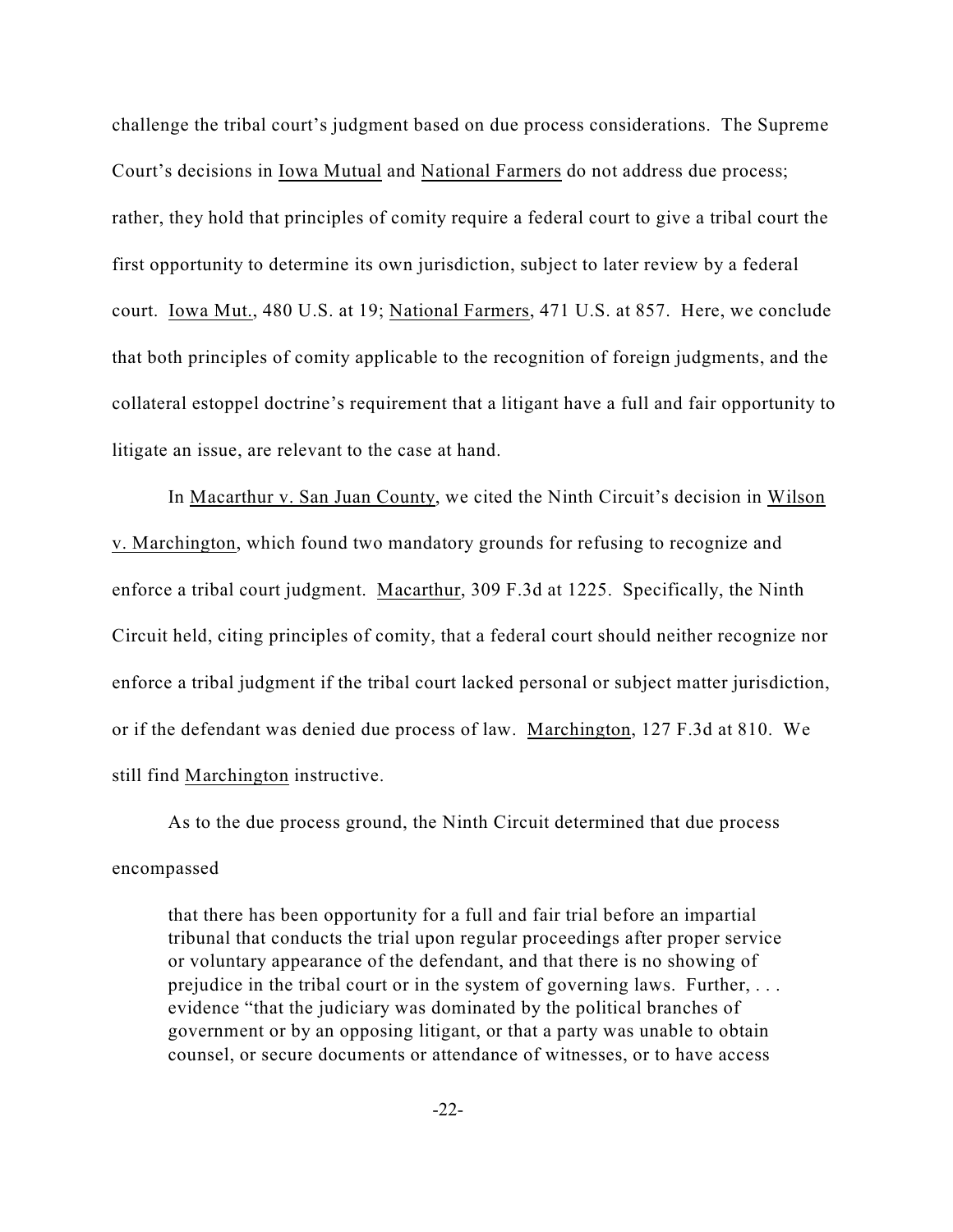challenge the tribal court's judgment based on due process considerations. The Supreme Court's decisions in Iowa Mutual and National Farmers do not address due process; rather, they hold that principles of comity require a federal court to give a tribal court the first opportunity to determine its own jurisdiction, subject to later review by a federal court. Iowa Mut., 480 U.S. at 19; National Farmers, 471 U.S. at 857. Here, we conclude that both principles of comity applicable to the recognition of foreign judgments, and the collateral estoppel doctrine's requirement that a litigant have a full and fair opportunity to litigate an issue, are relevant to the case at hand.

In Macarthur v. San Juan County, we cited the Ninth Circuit's decision in Wilson v. Marchington, which found two mandatory grounds for refusing to recognize and enforce a tribal court judgment. Macarthur, 309 F.3d at 1225. Specifically, the Ninth Circuit held, citing principles of comity, that a federal court should neither recognize nor enforce a tribal judgment if the tribal court lacked personal or subject matter jurisdiction, or if the defendant was denied due process of law. Marchington, 127 F.3d at 810. We still find Marchington instructive.

As to the due process ground, the Ninth Circuit determined that due process encompassed

> that there has been opportunity for a full and fair trial before an impartial tribunal that conducts the trial upon regular proceedings after proper service or voluntary appearance of the defendant, and that there is no showing of prejudice in the tribal court or in the system of governing laws. Further, . . . evidence "that the judiciary was dominated by the political branches of government or by an opposing litigant, or that a party was unable to obtain counsel, or secure documents or attendance of witnesses, or to have access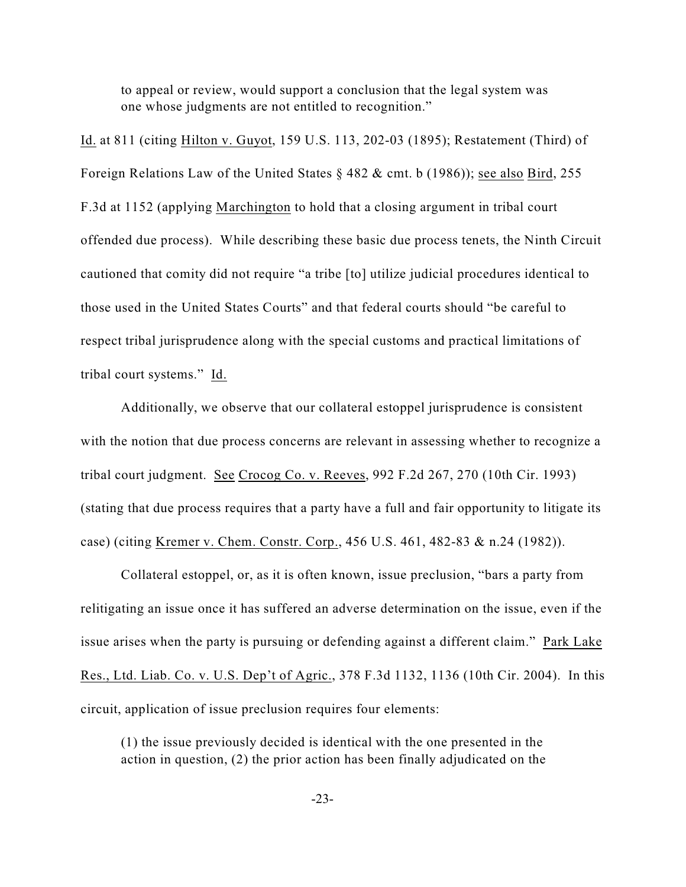to appeal or review, would support a conclusion that the legal system was one whose judgments are not entitled to recognition."

Id. at 811 (citing Hilton v. Guyot, 159 U.S. 113, 202-03 (1895); Restatement (Third) of Foreign Relations Law of the United States § 482 & cmt. b (1986)); see also Bird, 255 F.3d at 1152 (applying Marchington to hold that a closing argument in tribal court offended due process). While describing these basic due process tenets, the Ninth Circuit cautioned that comity did not require "a tribe [to] utilize judicial procedures identical to those used in the United States Courts" and that federal courts should "be careful to respect tribal jurisprudence along with the special customs and practical limitations of tribal court systems." Id.

Additionally, we observe that our collateral estoppel jurisprudence is consistent with the notion that due process concerns are relevant in assessing whether to recognize a tribal court judgment. See Crocog Co. v. Reeves, 992 F.2d 267, 270 (10th Cir. 1993) (stating that due process requires that a party have a full and fair opportunity to litigate its case) (citing Kremer v. Chem. Constr. Corp., 456 U.S. 461, 482-83 & n.24 (1982)).

Collateral estoppel, or, as it is often known, issue preclusion, "bars a party from relitigating an issue once it has suffered an adverse determination on the issue, even if the issue arises when the party is pursuing or defending against a different claim." Park Lake Res., Ltd. Liab. Co. v. U.S. Dep't of Agric., 378 F.3d 1132, 1136 (10th Cir. 2004). In this circuit, application of issue preclusion requires four elements:

> (1) the issue previously decided is identical with the one presented in the action in question, (2) the prior action has been finally adjudicated on the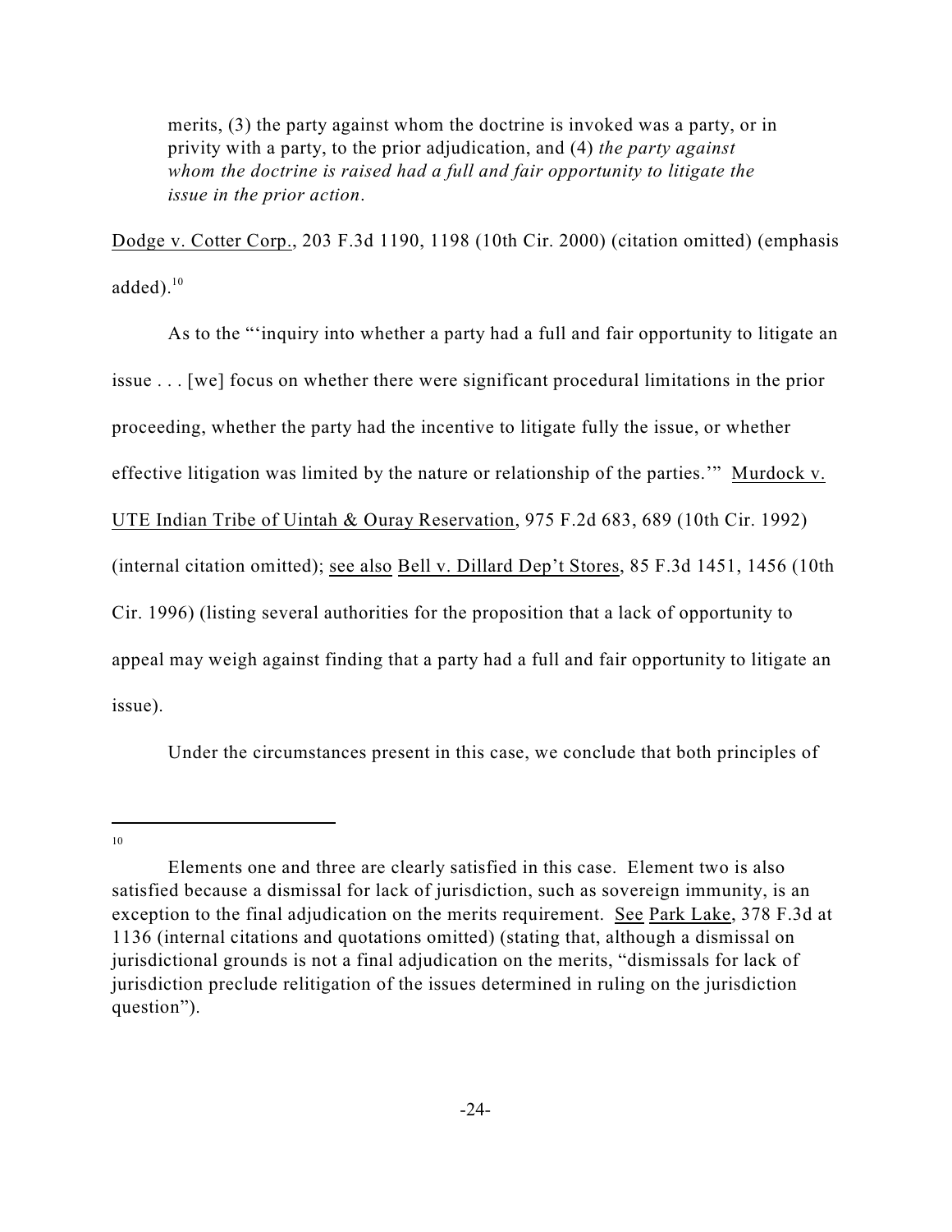> merits, (3) the party against whom the doctrine is invoked was a party, or in privity with a party, to the prior adjudication, and (4) *the party against whom the doctrine is raised had a full and fair opportunity to litigate the issue in the prior action*.

Dodge v. Cotter Corp., 203 F.3d 1190, 1198 (10th Cir. 2000) (citation omitted) (emphasis added).[10]

As to the "'inquiry into whether a party had a full and fair opportunity to litigate an issue . . . [we] focus on whether there were significant procedural limitations in the prior proceeding, whether the party had the incentive to litigate fully the issue, or whether effective litigation was limited by the nature or relationship of the parties.'" Murdock v. UTE Indian Tribe of Uintah & Ouray Reservation, 975 F.2d 683, 689 (10th Cir. 1992) (internal citation omitted); see also Bell v. Dillard Dep't Stores, 85 F.3d 1451, 1456 (10th Cir. 1996) (listing several authorities for the proposition that a lack of opportunity to appeal may weigh against finding that a party had a full and fair opportunity to litigate an issue).

Under the circumstances present in this case, we conclude that both principles of

---

[10] Elements one and three are clearly satisfied in this case. Element two is also satisfied because a dismissal for lack of jurisdiction, such as sovereign immunity, is an exception to the final adjudication on the merits requirement. See Park Lake, 378 F.3d at 1136 (internal citations and quotations omitted) (stating that, although a dismissal on jurisdictional grounds is not a final adjudication on the merits, "dismissals for lack of jurisdiction preclude relitigation of the issues determined in ruling on the jurisdiction question").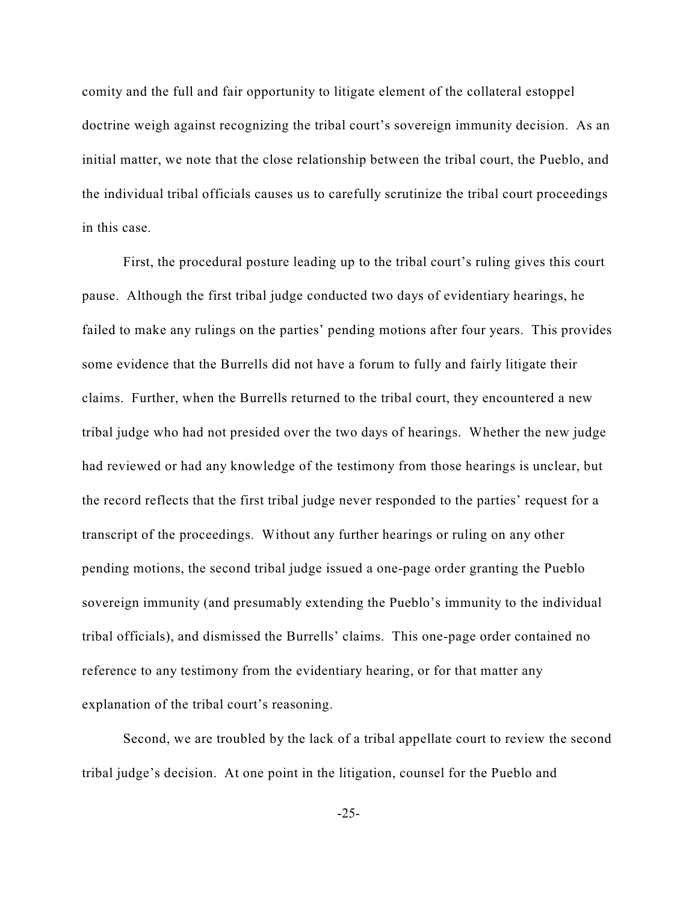comity and the full and fair opportunity to litigate element of the collateral estoppel doctrine weigh against recognizing the tribal court's sovereign immunity decision. As an initial matter, we note that the close relationship between the tribal court, the Pueblo, and the individual tribal officials causes us to carefully scrutinize the tribal court proceedings in this case.

First, the procedural posture leading up to the tribal court's ruling gives this court pause. Although the first tribal judge conducted two days of evidentiary hearings, he failed to make any rulings on the parties' pending motions after four years. This provides some evidence that the Burrells did not have a forum to fully and fairly litigate their claims. Further, when the Burrells returned to the tribal court, they encountered a new tribal judge who had not presided over the two days of hearings. Whether the new judge had reviewed or had any knowledge of the testimony from those hearings is unclear, but the record reflects that the first tribal judge never responded to the parties' request for a transcript of the proceedings. Without any further hearings or ruling on any other pending motions, the second tribal judge issued a one-page order granting the Pueblo sovereign immunity (and presumably extending the Pueblo's immunity to the individual tribal officials), and dismissed the Burrells' claims. This one-page order contained no reference to any testimony from the evidentiary hearing, or for that matter any explanation of the tribal court's reasoning.

Second, we are troubled by the lack of a tribal appellate court to review the second tribal judge's decision. At one point in the litigation, counsel for the Pueblo and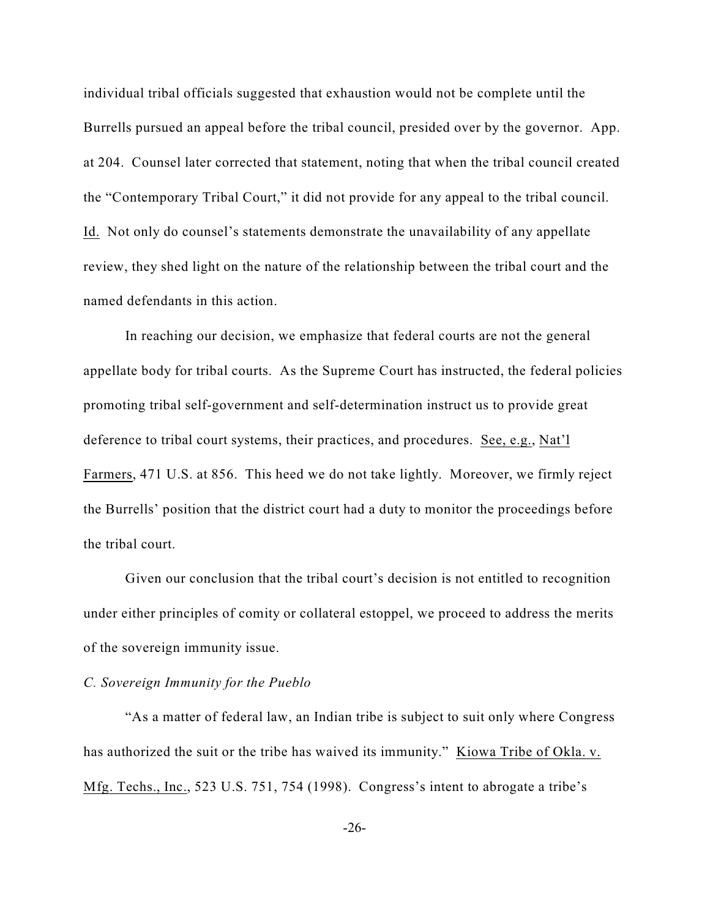individual tribal officials suggested that exhaustion would not be complete until the Burrells pursued an appeal before the tribal council, presided over by the governor. App. at 204. Counsel later corrected that statement, noting that when the tribal council created the "Contemporary Tribal Court," it did not provide for any appeal to the tribal council. Id. Not only do counsel's statements demonstrate the unavailability of any appellate review, they shed light on the nature of the relationship between the tribal court and the named defendants in this action.

In reaching our decision, we emphasize that federal courts are not the general appellate body for tribal courts. As the Supreme Court has instructed, the federal policies promoting tribal self-government and self-determination instruct us to provide great deference to tribal court systems, their practices, and procedures. See, e.g., Nat'l Farmers, 471 U.S. at 856. This heed we do not take lightly. Moreover, we firmly reject the Burrells' position that the district court had a duty to monitor the proceedings before the tribal court.

Given our conclusion that the tribal court's decision is not entitled to recognition under either principles of comity or collateral estoppel, we proceed to address the merits of the sovereign immunity issue.

*C. Sovereign Immunity for the Pueblo*

"As a matter of federal law, an Indian tribe is subject to suit only where Congress has authorized the suit or the tribe has waived its immunity." Kiowa Tribe of Okla. v. Mfg. Techs., Inc., 523 U.S. 751, 754 (1998). Congress's intent to abrogate a tribe's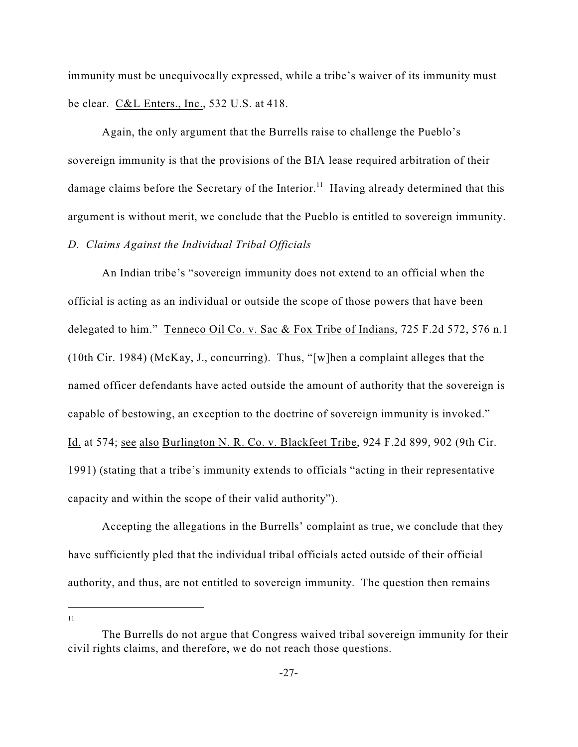immunity must be unequivocally expressed, while a tribe's waiver of its immunity must be clear. C&L Enters., Inc., 532 U.S. at 418.

Again, the only argument that the Burrells raise to challenge the Pueblo's sovereign immunity is that the provisions of the BIA lease required arbitration of their damage claims before the Secretary of the Interior.[11] Having already determined that this argument is without merit, we conclude that the Pueblo is entitled to sovereign immunity.

*D. Claims Against the Individual Tribal Officials*

An Indian tribe's "sovereign immunity does not extend to an official when the official is acting as an individual or outside the scope of those powers that have been delegated to him." Tenneco Oil Co. v. Sac & Fox Tribe of Indians, 725 F.2d 572, 576 n.1 (10th Cir. 1984) (McKay, J., concurring). Thus, "[w]hen a complaint alleges that the named officer defendants have acted outside the amount of authority that the sovereign is capable of bestowing, an exception to the doctrine of sovereign immunity is invoked." Id. at 574; see also Burlington N. R. Co. v. Blackfeet Tribe, 924 F.2d 899, 902 (9th Cir. 1991) (stating that a tribe's immunity extends to officials "acting in their representative capacity and within the scope of their valid authority").

Accepting the allegations in the Burrells' complaint as true, we conclude that they have sufficiently pled that the individual tribal officials acted outside of their official authority, and thus, are not entitled to sovereign immunity. The question then remains

---

[11] The Burrells do not argue that Congress waived tribal sovereign immunity for their civil rights claims, and therefore, we do not reach those questions.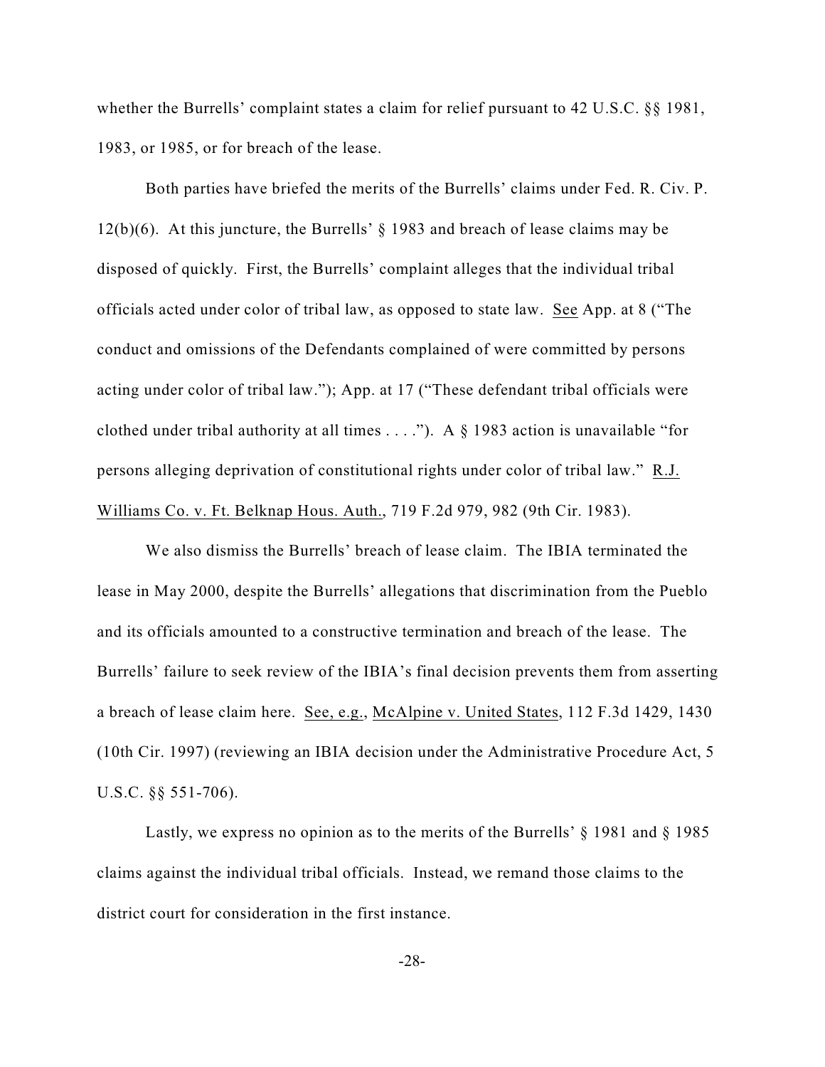whether the Burrells' complaint states a claim for relief pursuant to 42 U.S.C. §§ 1981, 1983, or 1985, or for breach of the lease.

Both parties have briefed the merits of the Burrells' claims under Fed. R. Civ. P. 12(b)(6). At this juncture, the Burrells' § 1983 and breach of lease claims may be disposed of quickly. First, the Burrells' complaint alleges that the individual tribal officials acted under color of tribal law, as opposed to state law. See App. at 8 ("The conduct and omissions of the Defendants complained of were committed by persons acting under color of tribal law."); App. at 17 ("These defendant tribal officials were clothed under tribal authority at all times . . . ."). A § 1983 action is unavailable "for persons alleging deprivation of constitutional rights under color of tribal law." R.J. Williams Co. v. Ft. Belknap Hous. Auth., 719 F.2d 979, 982 (9th Cir. 1983).

We also dismiss the Burrells' breach of lease claim. The IBIA terminated the lease in May 2000, despite the Burrells' allegations that discrimination from the Pueblo and its officials amounted to a constructive termination and breach of the lease. The Burrells' failure to seek review of the IBIA's final decision prevents them from asserting a breach of lease claim here. See, e.g., McAlpine v. United States, 112 F.3d 1429, 1430 (10th Cir. 1997) (reviewing an IBIA decision under the Administrative Procedure Act, 5 U.S.C. §§ 551-706).

Lastly, we express no opinion as to the merits of the Burrells' § 1981 and § 1985 claims against the individual tribal officials. Instead, we remand those claims to the district court for consideration in the first instance.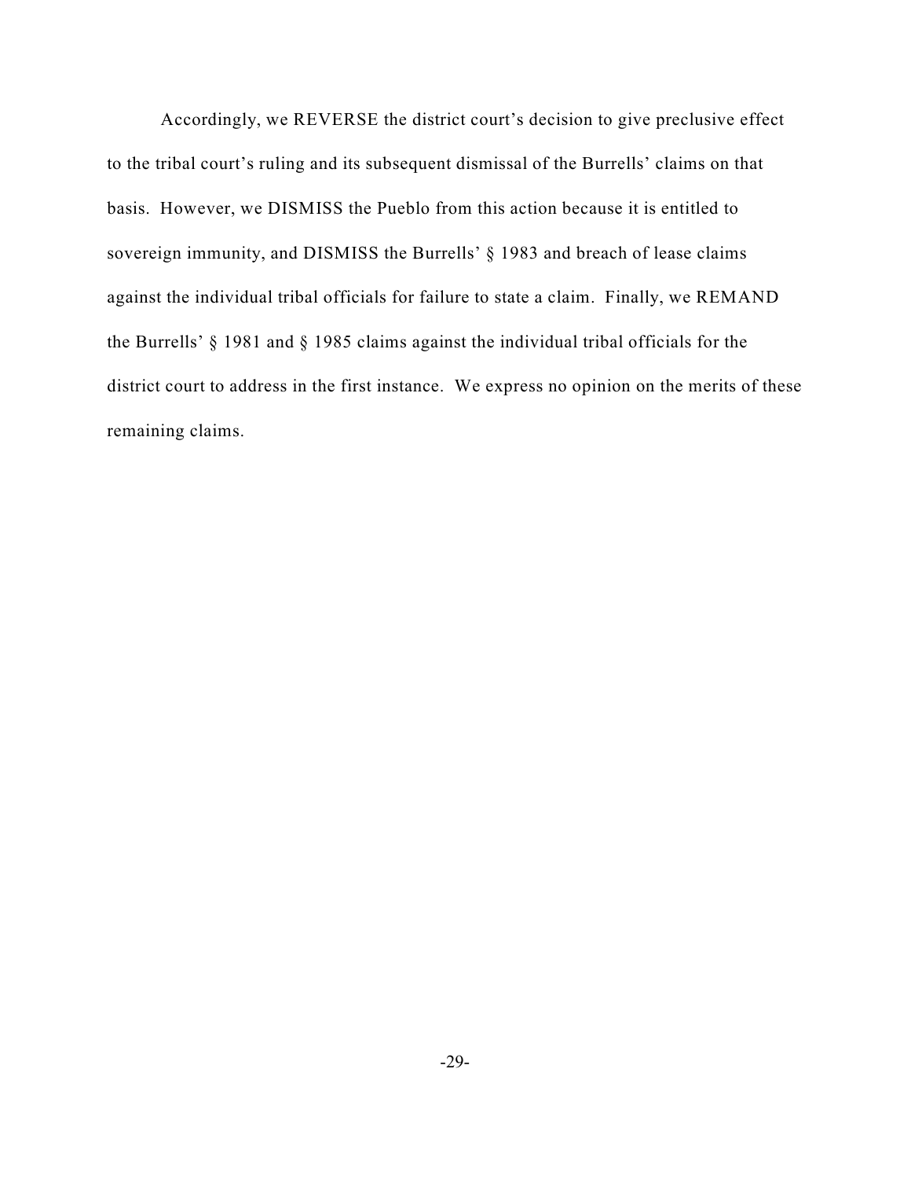Accordingly, we REVERSE the district court's decision to give preclusive effect to the tribal court's ruling and its subsequent dismissal of the Burrells' claims on that basis. However, we DISMISS the Pueblo from this action because it is entitled to sovereign immunity, and DISMISS the Burrells' § 1983 and breach of lease claims against the individual tribal officials for failure to state a claim. Finally, we REMAND the Burrells' § 1981 and § 1985 claims against the individual tribal officials for the district court to address in the first instance. We express no opinion on the merits of these remaining claims.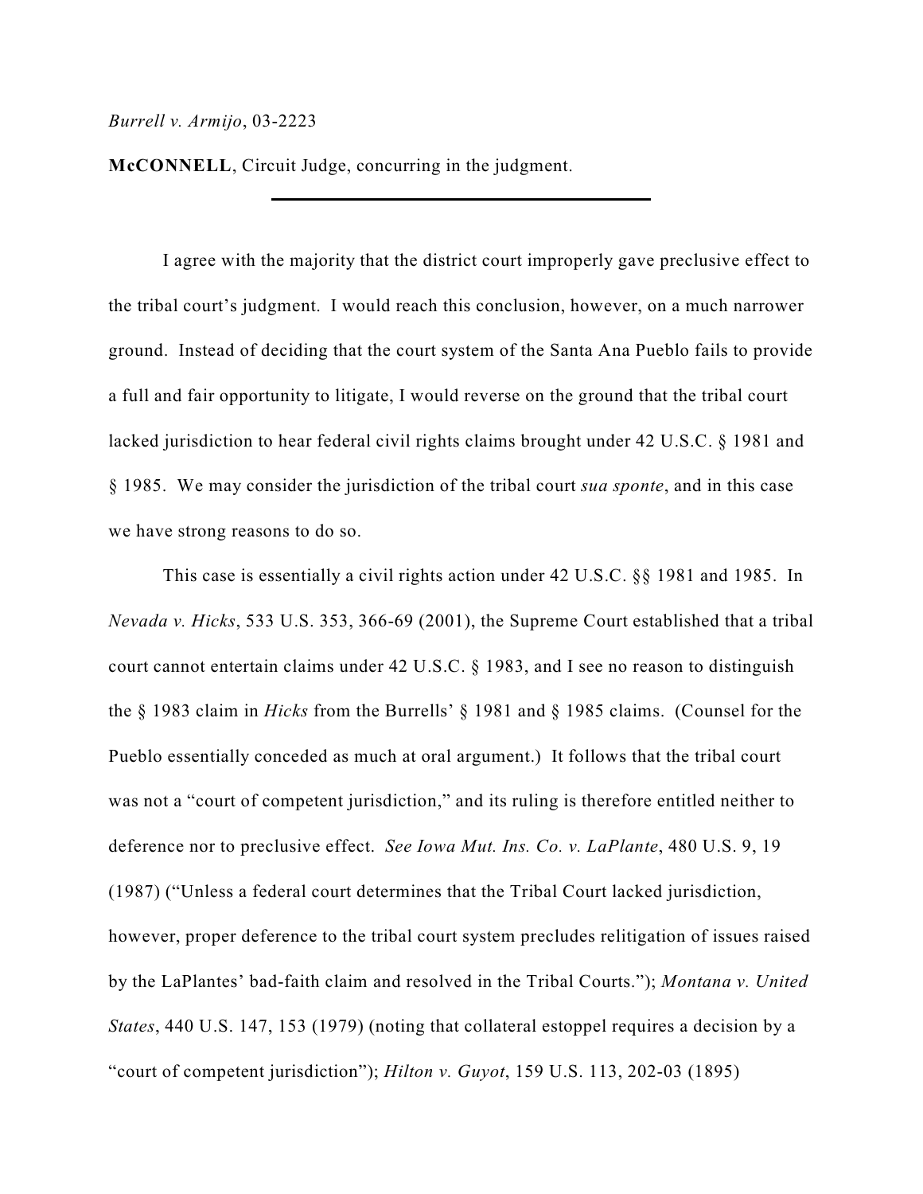*Burrell v. Armijo*, 03-2223

**McCONNELL**, Circuit Judge, concurring in the judgment.

---

I agree with the majority that the district court improperly gave preclusive effect to the tribal court's judgment. I would reach this conclusion, however, on a much narrower ground. Instead of deciding that the court system of the Santa Ana Pueblo fails to provide a full and fair opportunity to litigate, I would reverse on the ground that the tribal court lacked jurisdiction to hear federal civil rights claims brought under 42 U.S.C. § 1981 and § 1985. We may consider the jurisdiction of the tribal court *sua sponte*, and in this case we have strong reasons to do so.

This case is essentially a civil rights action under 42 U.S.C. §§ 1981 and 1985. In *Nevada v. Hicks*, 533 U.S. 353, 366-69 (2001), the Supreme Court established that a tribal court cannot entertain claims under 42 U.S.C. § 1983, and I see no reason to distinguish the § 1983 claim in *Hicks* from the Burrells' § 1981 and § 1985 claims. (Counsel for the Pueblo essentially conceded as much at oral argument.) It follows that the tribal court was not a "court of competent jurisdiction," and its ruling is therefore entitled neither to deference nor to preclusive effect. *See Iowa Mut. Ins. Co. v. LaPlante*, 480 U.S. 9, 19 (1987) ("Unless a federal court determines that the Tribal Court lacked jurisdiction, however, proper deference to the tribal court system precludes relitigation of issues raised by the LaPlantes' bad-faith claim and resolved in the Tribal Courts."); *Montana v. United States*, 440 U.S. 147, 153 (1979) (noting that collateral estoppel requires a decision by a "court of competent jurisdiction"); *Hilton v. Guyot*, 159 U.S. 113, 202-03 (1895)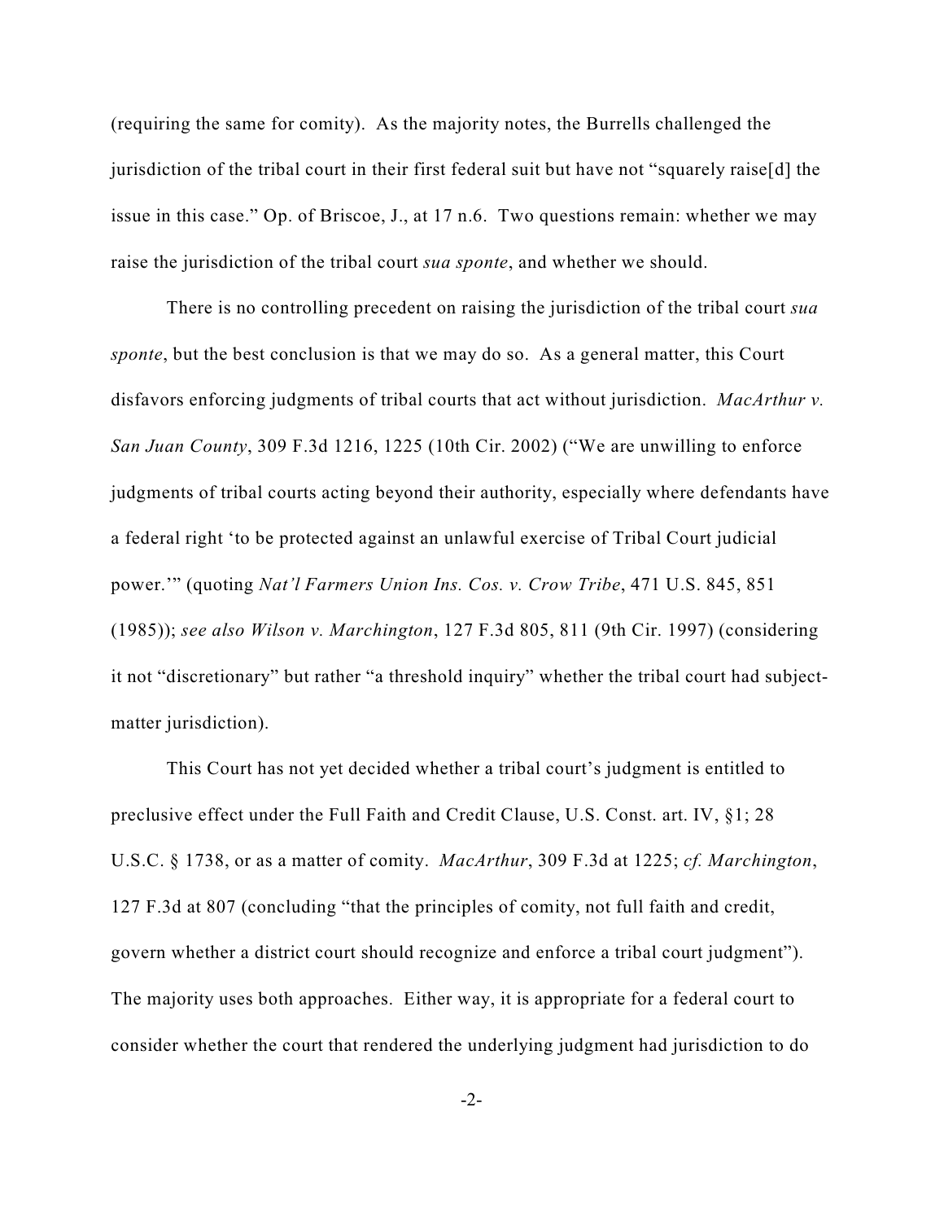(requiring the same for comity). As the majority notes, the Burrells challenged the jurisdiction of the tribal court in their first federal suit but have not "squarely raise[d] the issue in this case." Op. of Briscoe, J., at 17 n.6. Two questions remain: whether we may raise the jurisdiction of the tribal court *sua sponte*, and whether we should.

There is no controlling precedent on raising the jurisdiction of the tribal court *sua sponte*, but the best conclusion is that we may do so. As a general matter, this Court disfavors enforcing judgments of tribal courts that act without jurisdiction. *MacArthur v. San Juan County*, 309 F.3d 1216, 1225 (10th Cir. 2002) ("We are unwilling to enforce judgments of tribal courts acting beyond their authority, especially where defendants have a federal right 'to be protected against an unlawful exercise of Tribal Court judicial power.'" (quoting *Nat'l Farmers Union Ins. Cos. v. Crow Tribe*, 471 U.S. 845, 851 (1985)); *see also Wilson v. Marchington*, 127 F.3d 805, 811 (9th Cir. 1997) (considering it not "discretionary" but rather "a threshold inquiry" whether the tribal court had subject-matter jurisdiction).

This Court has not yet decided whether a tribal court's judgment is entitled to preclusive effect under the Full Faith and Credit Clause, U.S. Const. art. IV, §1; 28 U.S.C. § 1738, or as a matter of comity. *MacArthur*, 309 F.3d at 1225; *cf. Marchington*, 127 F.3d at 807 (concluding "that the principles of comity, not full faith and credit, govern whether a district court should recognize and enforce a tribal court judgment"). The majority uses both approaches. Either way, it is appropriate for a federal court to consider whether the court that rendered the underlying judgment had jurisdiction to do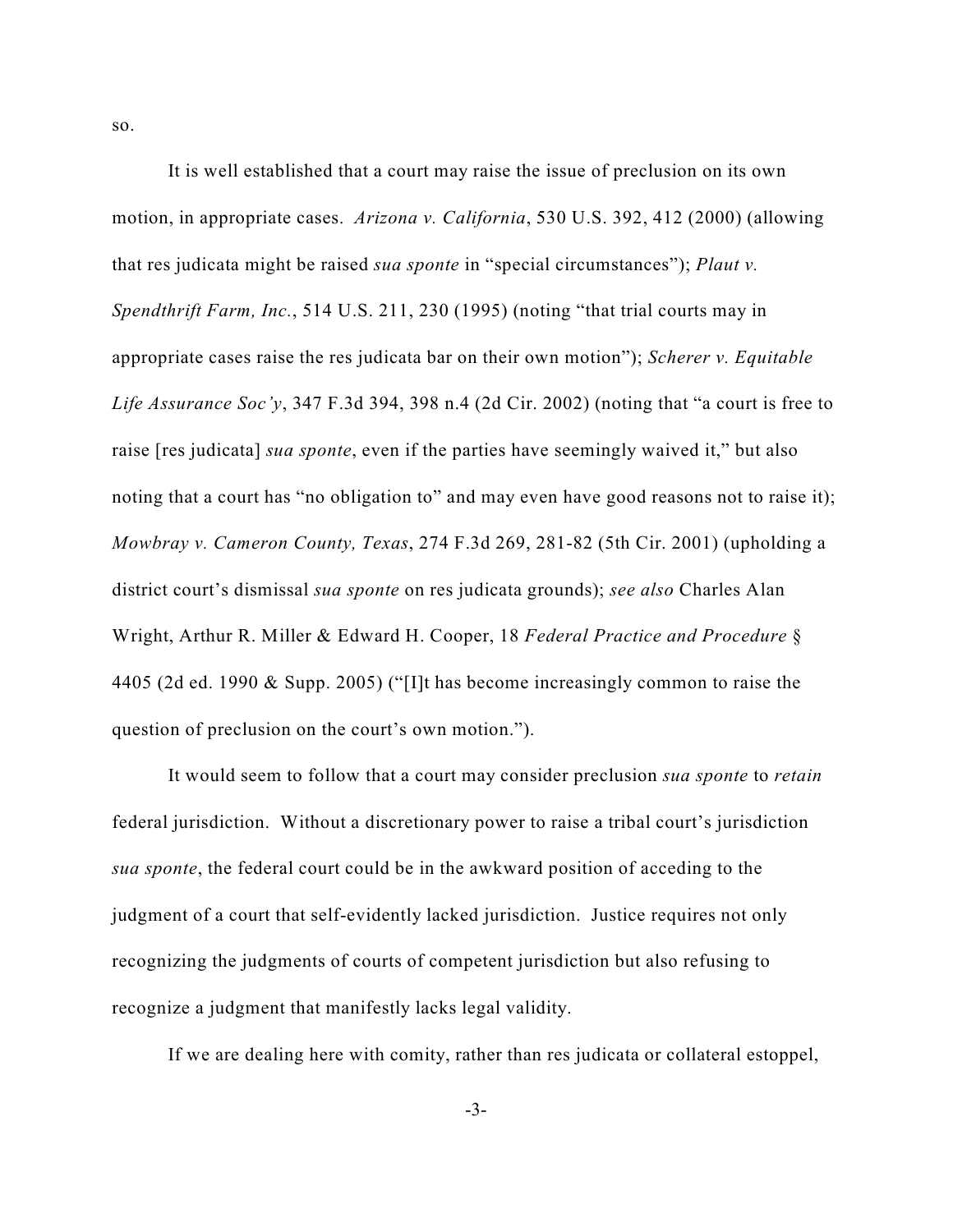so.

It is well established that a court may raise the issue of preclusion on its own motion, in appropriate cases. *Arizona v. California*, 530 U.S. 392, 412 (2000) (allowing that res judicata might be raised *sua sponte* in "special circumstances"); *Plaut v. Spendthrift Farm, Inc.*, 514 U.S. 211, 230 (1995) (noting "that trial courts may in appropriate cases raise the res judicata bar on their own motion"); *Scherer v. Equitable Life Assurance Soc'y*, 347 F.3d 394, 398 n.4 (2d Cir. 2002) (noting that "a court is free to raise [res judicata] *sua sponte*, even if the parties have seemingly waived it," but also noting that a court has "no obligation to" and may even have good reasons not to raise it); *Mowbray v. Cameron County, Texas*, 274 F.3d 269, 281-82 (5th Cir. 2001) (upholding a district court's dismissal *sua sponte* on res judicata grounds); *see also* Charles Alan Wright, Arthur R. Miller & Edward H. Cooper, 18 *Federal Practice and Procedure* § 4405 (2d ed. 1990 & Supp. 2005) ("[I]t has become increasingly common to raise the question of preclusion on the court's own motion.").

It would seem to follow that a court may consider preclusion *sua sponte* to *retain* federal jurisdiction. Without a discretionary power to raise a tribal court's jurisdiction *sua sponte*, the federal court could be in the awkward position of acceding to the judgment of a court that self-evidently lacked jurisdiction. Justice requires not only recognizing the judgments of courts of competent jurisdiction but also refusing to recognize a judgment that manifestly lacks legal validity.

If we are dealing here with comity, rather than res judicata or collateral estoppel,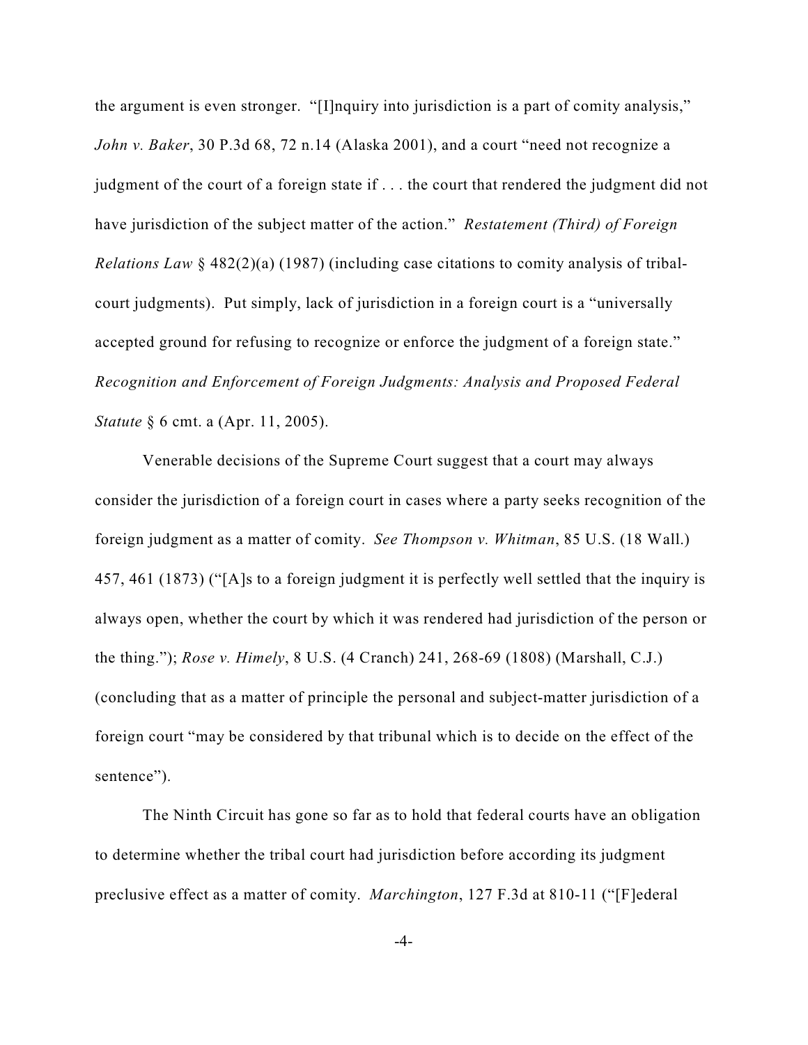the argument is even stronger. "[I]nquiry into jurisdiction is a part of comity analysis," *John v. Baker*, 30 P.3d 68, 72 n.14 (Alaska 2001), and a court "need not recognize a judgment of the court of a foreign state if . . . the court that rendered the judgment did not have jurisdiction of the subject matter of the action." *Restatement (Third) of Foreign Relations Law* § 482(2)(a) (1987) (including case citations to comity analysis of tribal-court judgments). Put simply, lack of jurisdiction in a foreign court is a "universally accepted ground for refusing to recognize or enforce the judgment of a foreign state." *Recognition and Enforcement of Foreign Judgments: Analysis and Proposed Federal Statute* § 6 cmt. a (Apr. 11, 2005).

Venerable decisions of the Supreme Court suggest that a court may always consider the jurisdiction of a foreign court in cases where a party seeks recognition of the foreign judgment as a matter of comity. *See Thompson v. Whitman*, 85 U.S. (18 Wall.) 457, 461 (1873) ("[A]s to a foreign judgment it is perfectly well settled that the inquiry is always open, whether the court by which it was rendered had jurisdiction of the person or the thing."); *Rose v. Himely*, 8 U.S. (4 Cranch) 241, 268-69 (1808) (Marshall, C.J.) (concluding that as a matter of principle the personal and subject-matter jurisdiction of a foreign court "may be considered by that tribunal which is to decide on the effect of the sentence").

The Ninth Circuit has gone so far as to hold that federal courts have an obligation to determine whether the tribal court had jurisdiction before according its judgment preclusive effect as a matter of comity. *Marchington*, 127 F.3d at 810-11 ("[F]ederal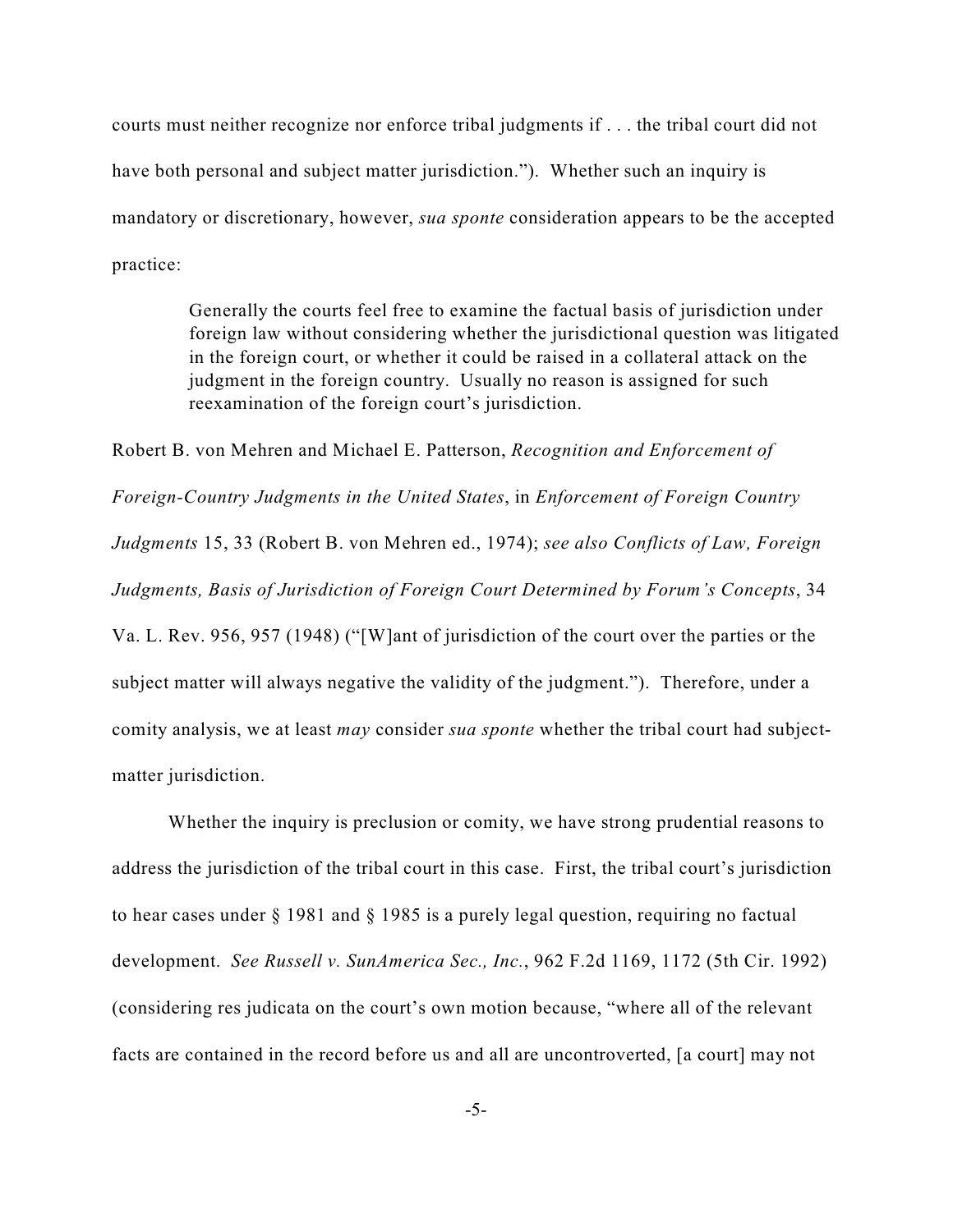courts must neither recognize nor enforce tribal judgments if . . . the tribal court did not have both personal and subject matter jurisdiction."). Whether such an inquiry is mandatory or discretionary, however, *sua sponte* consideration appears to be the accepted practice:

> Generally the courts feel free to examine the factual basis of jurisdiction under foreign law without considering whether the jurisdictional question was litigated in the foreign court, or whether it could be raised in a collateral attack on the judgment in the foreign country. Usually no reason is assigned for such reexamination of the foreign court's jurisdiction.

Robert B. von Mehren and Michael E. Patterson, *Recognition and Enforcement of Foreign-Country Judgments in the United States*, in *Enforcement of Foreign Country Judgments* 15, 33 (Robert B. von Mehren ed., 1974); *see also Conflicts of Law, Foreign Judgments, Basis of Jurisdiction of Foreign Court Determined by Forum's Concepts*, 34 Va. L. Rev. 956, 957 (1948) ("[W]ant of jurisdiction of the court over the parties or the subject matter will always negative the validity of the judgment."). Therefore, under a comity analysis, we at least *may* consider *sua sponte* whether the tribal court had subject-matter jurisdiction.

Whether the inquiry is preclusion or comity, we have strong prudential reasons to address the jurisdiction of the tribal court in this case. First, the tribal court's jurisdiction to hear cases under § 1981 and § 1985 is a purely legal question, requiring no factual development. *See Russell v. SunAmerica Sec., Inc.*, 962 F.2d 1169, 1172 (5th Cir. 1992) (considering res judicata on the court's own motion because, "where all of the relevant facts are contained in the record before us and all are uncontroverted, [a court] may not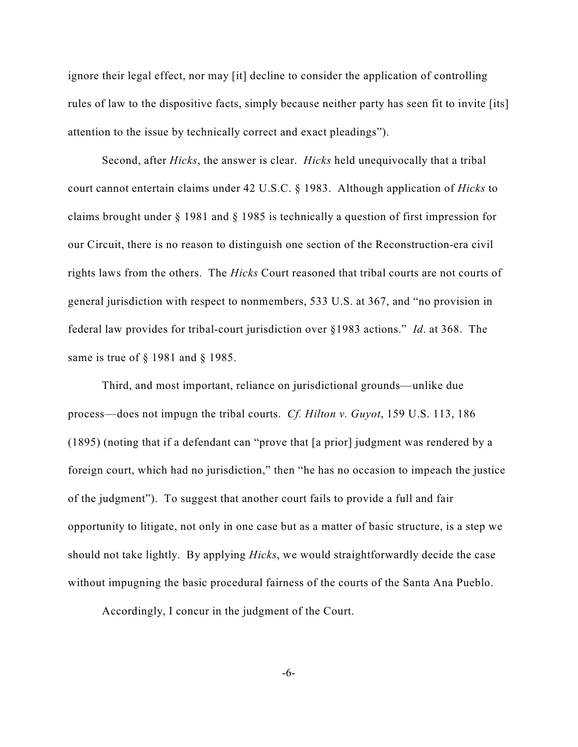ignore their legal effect, nor may [it] decline to consider the application of controlling rules of law to the dispositive facts, simply because neither party has seen fit to invite [its] attention to the issue by technically correct and exact pleadings").

Second, after *Hicks*, the answer is clear. *Hicks* held unequivocally that a tribal court cannot entertain claims under 42 U.S.C. § 1983. Although application of *Hicks* to claims brought under § 1981 and § 1985 is technically a question of first impression for our Circuit, there is no reason to distinguish one section of the Reconstruction-era civil rights laws from the others. The *Hicks* Court reasoned that tribal courts are not courts of general jurisdiction with respect to nonmembers, 533 U.S. at 367, and "no provision in federal law provides for tribal-court jurisdiction over §1983 actions." *Id*. at 368. The same is true of § 1981 and § 1985.

Third, and most important, reliance on jurisdictional grounds—unlike due process—does not impugn the tribal courts. *Cf. Hilton v. Guyot*, 159 U.S. 113, 186 (1895) (noting that if a defendant can "prove that [a prior] judgment was rendered by a foreign court, which had no jurisdiction," then "he has no occasion to impeach the justice of the judgment"). To suggest that another court fails to provide a full and fair opportunity to litigate, not only in one case but as a matter of basic structure, is a step we should not take lightly. By applying *Hicks*, we would straightforwardly decide the case without impugning the basic procedural fairness of the courts of the Santa Ana Pueblo.

Accordingly, I concur in the judgment of the Court.